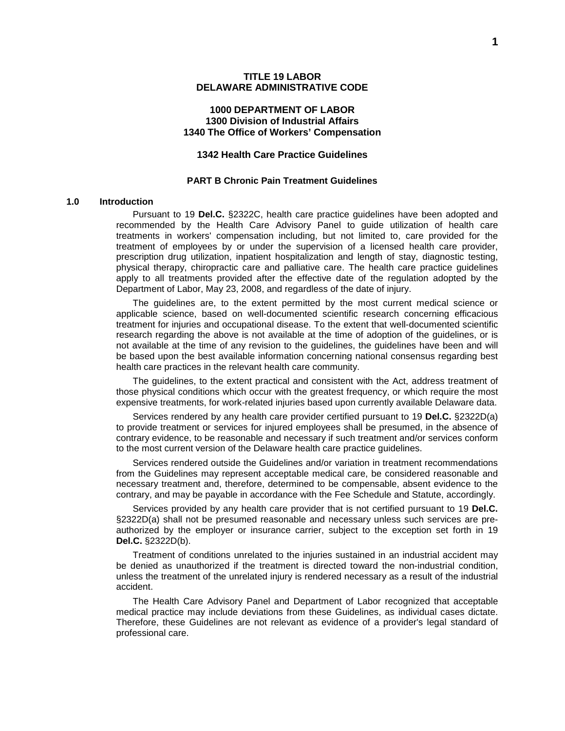**TITLE 19 LABOR**
**DELAWARE ADMINISTRATIVE CODE**

**1000 DEPARTMENT OF LABOR**
**1300 Division of Industrial Affairs**
**1340 The Office of Workers' Compensation**

# 1342 Health Care Practice Guidelines

## PART B Chronic Pain Treatment Guidelines

### 1.0 Introduction

Pursuant to 19 **Del.C.** §2322C, health care practice guidelines have been adopted and recommended by the Health Care Advisory Panel to guide utilization of health care treatments in workers' compensation including, but not limited to, care provided for the treatment of employees by or under the supervision of a licensed health care provider, prescription drug utilization, inpatient hospitalization and length of stay, diagnostic testing, physical therapy, chiropractic care and palliative care. The health care practice guidelines apply to all treatments provided after the effective date of the regulation adopted by the Department of Labor, May 23, 2008, and regardless of the date of injury.

The guidelines are, to the extent permitted by the most current medical science or applicable science, based on well-documented scientific research concerning efficacious treatment for injuries and occupational disease. To the extent that well-documented scientific research regarding the above is not available at the time of adoption of the guidelines, or is not available at the time of any revision to the guidelines, the guidelines have been and will be based upon the best available information concerning national consensus regarding best health care practices in the relevant health care community.

The guidelines, to the extent practical and consistent with the Act, address treatment of those physical conditions which occur with the greatest frequency, or which require the most expensive treatments, for work-related injuries based upon currently available Delaware data.

Services rendered by any health care provider certified pursuant to 19 **Del.C.** §2322D(a) to provide treatment or services for injured employees shall be presumed, in the absence of contrary evidence, to be reasonable and necessary if such treatment and/or services conform to the most current version of the Delaware health care practice guidelines.

Services rendered outside the Guidelines and/or variation in treatment recommendations from the Guidelines may represent acceptable medical care, be considered reasonable and necessary treatment and, therefore, determined to be compensable, absent evidence to the contrary, and may be payable in accordance with the Fee Schedule and Statute, accordingly.

Services provided by any health care provider that is not certified pursuant to 19 **Del.C.** §2322D(a) shall not be presumed reasonable and necessary unless such services are pre-authorized by the employer or insurance carrier, subject to the exception set forth in 19 **Del.C.** §2322D(b).

Treatment of conditions unrelated to the injuries sustained in an industrial accident may be denied as unauthorized if the treatment is directed toward the non-industrial condition, unless the treatment of the unrelated injury is rendered necessary as a result of the industrial accident.

The Health Care Advisory Panel and Department of Labor recognized that acceptable medical practice may include deviations from these Guidelines, as individual cases dictate. Therefore, these Guidelines are not relevant as evidence of a provider's legal standard of professional care.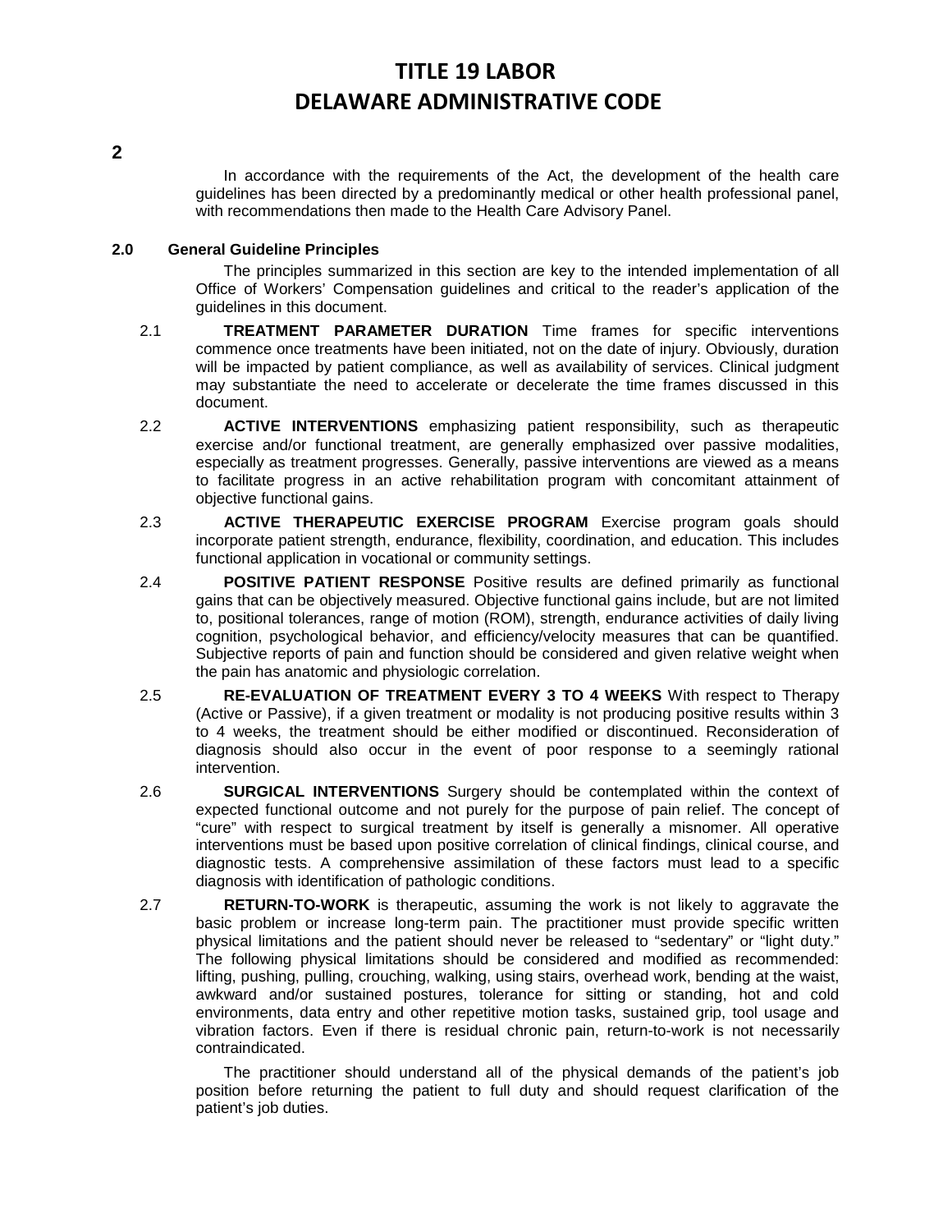**2**

In accordance with the requirements of the Act, the development of the health care guidelines has been directed by a predominantly medical or other health professional panel, with recommendations then made to the Health Care Advisory Panel.

## 2.0 General Guideline Principles

The principles summarized in this section are key to the intended implementation of all Office of Workers' Compensation guidelines and critical to the reader's application of the guidelines in this document.

2.1 **TREATMENT PARAMETER DURATION** Time frames for specific interventions commence once treatments have been initiated, not on the date of injury. Obviously, duration will be impacted by patient compliance, as well as availability of services. Clinical judgment may substantiate the need to accelerate or decelerate the time frames discussed in this document.

2.2 **ACTIVE INTERVENTIONS** emphasizing patient responsibility, such as therapeutic exercise and/or functional treatment, are generally emphasized over passive modalities, especially as treatment progresses. Generally, passive interventions are viewed as a means to facilitate progress in an active rehabilitation program with concomitant attainment of objective functional gains.

2.3 **ACTIVE THERAPEUTIC EXERCISE PROGRAM** Exercise program goals should incorporate patient strength, endurance, flexibility, coordination, and education. This includes functional application in vocational or community settings.

2.4 **POSITIVE PATIENT RESPONSE** Positive results are defined primarily as functional gains that can be objectively measured. Objective functional gains include, but are not limited to, positional tolerances, range of motion (ROM), strength, endurance activities of daily living cognition, psychological behavior, and efficiency/velocity measures that can be quantified. Subjective reports of pain and function should be considered and given relative weight when the pain has anatomic and physiologic correlation.

2.5 **RE-EVALUATION OF TREATMENT EVERY 3 TO 4 WEEKS** With respect to Therapy (Active or Passive), if a given treatment or modality is not producing positive results within 3 to 4 weeks, the treatment should be either modified or discontinued. Reconsideration of diagnosis should also occur in the event of poor response to a seemingly rational intervention.

2.6 **SURGICAL INTERVENTIONS** Surgery should be contemplated within the context of expected functional outcome and not purely for the purpose of pain relief. The concept of "cure" with respect to surgical treatment by itself is generally a misnomer. All operative interventions must be based upon positive correlation of clinical findings, clinical course, and diagnostic tests. A comprehensive assimilation of these factors must lead to a specific diagnosis with identification of pathologic conditions.

2.7 **RETURN-TO-WORK** is therapeutic, assuming the work is not likely to aggravate the basic problem or increase long-term pain. The practitioner must provide specific written physical limitations and the patient should never be released to "sedentary" or "light duty." The following physical limitations should be considered and modified as recommended: lifting, pushing, pulling, crouching, walking, using stairs, overhead work, bending at the waist, awkward and/or sustained postures, tolerance for sitting or standing, hot and cold environments, data entry and other repetitive motion tasks, sustained grip, tool usage and vibration factors. Even if there is residual chronic pain, return-to-work is not necessarily contraindicated.

The practitioner should understand all of the physical demands of the patient's job position before returning the patient to full duty and should request clarification of the patient's job duties.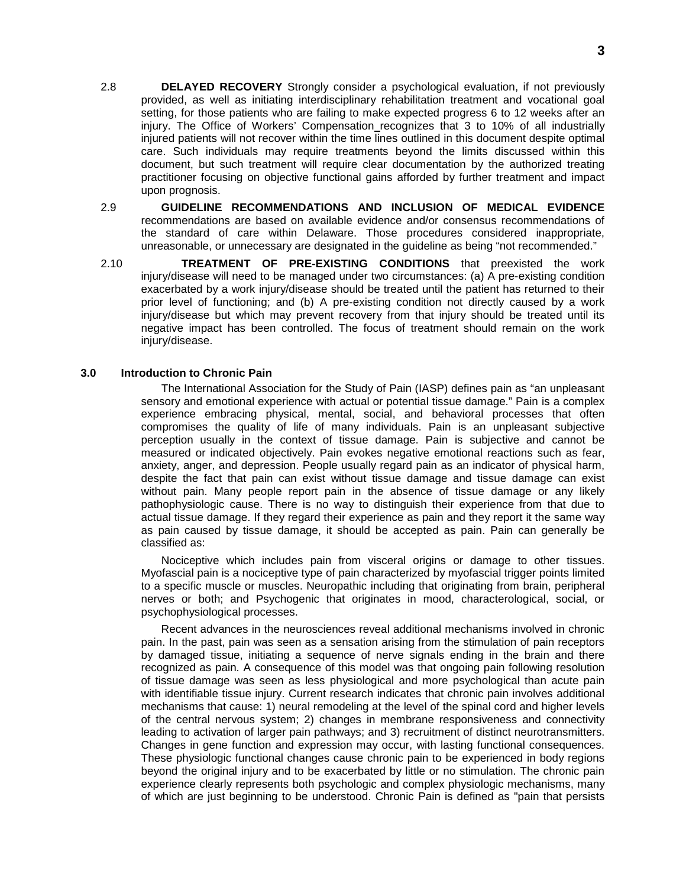2.8 **DELAYED RECOVERY** Strongly consider a psychological evaluation, if not previously provided, as well as initiating interdisciplinary rehabilitation treatment and vocational goal setting, for those patients who are failing to make expected progress 6 to 12 weeks after an injury. The Office of Workers' Compensation recognizes that 3 to 10% of all industrially injured patients will not recover within the time lines outlined in this document despite optimal care. Such individuals may require treatments beyond the limits discussed within this document, but such treatment will require clear documentation by the authorized treating practitioner focusing on objective functional gains afforded by further treatment and impact upon prognosis.

2.9 **GUIDELINE RECOMMENDATIONS AND INCLUSION OF MEDICAL EVIDENCE** recommendations are based on available evidence and/or consensus recommendations of the standard of care within Delaware. Those procedures considered inappropriate, unreasonable, or unnecessary are designated in the guideline as being "not recommended."

2.10 **TREATMENT OF PRE-EXISTING CONDITIONS** that preexisted the work injury/disease will need to be managed under two circumstances: (a) A pre-existing condition exacerbated by a work injury/disease should be treated until the patient has returned to their prior level of functioning; and (b) A pre-existing condition not directly caused by a work injury/disease but which may prevent recovery from that injury should be treated until its negative impact has been controlled. The focus of treatment should remain on the work injury/disease.

## 3.0 Introduction to Chronic Pain

The International Association for the Study of Pain (IASP) defines pain as "an unpleasant sensory and emotional experience with actual or potential tissue damage." Pain is a complex experience embracing physical, mental, social, and behavioral processes that often compromises the quality of life of many individuals. Pain is an unpleasant subjective perception usually in the context of tissue damage. Pain is subjective and cannot be measured or indicated objectively. Pain evokes negative emotional reactions such as fear, anxiety, anger, and depression. People usually regard pain as an indicator of physical harm, despite the fact that pain can exist without tissue damage and tissue damage can exist without pain. Many people report pain in the absence of tissue damage or any likely pathophysiologic cause. There is no way to distinguish their experience from that due to actual tissue damage. If they regard their experience as pain and they report it the same way as pain caused by tissue damage, it should be accepted as pain. Pain can generally be classified as:

Nociceptive which includes pain from visceral origins or damage to other tissues. Myofascial pain is a nociceptive type of pain characterized by myofascial trigger points limited to a specific muscle or muscles. Neuropathic including that originating from brain, peripheral nerves or both; and Psychogenic that originates in mood, characterological, social, or psychophysiological processes.

Recent advances in the neurosciences reveal additional mechanisms involved in chronic pain. In the past, pain was seen as a sensation arising from the stimulation of pain receptors by damaged tissue, initiating a sequence of nerve signals ending in the brain and there recognized as pain. A consequence of this model was that ongoing pain following resolution of tissue damage was seen as less physiological and more psychological than acute pain with identifiable tissue injury. Current research indicates that chronic pain involves additional mechanisms that cause: 1) neural remodeling at the level of the spinal cord and higher levels of the central nervous system; 2) changes in membrane responsiveness and connectivity leading to activation of larger pain pathways; and 3) recruitment of distinct neurotransmitters. Changes in gene function and expression may occur, with lasting functional consequences. These physiologic functional changes cause chronic pain to be experienced in body regions beyond the original injury and to be exacerbated by little or no stimulation. The chronic pain experience clearly represents both psychologic and complex physiologic mechanisms, many of which are just beginning to be understood. Chronic Pain is defined as "pain that persists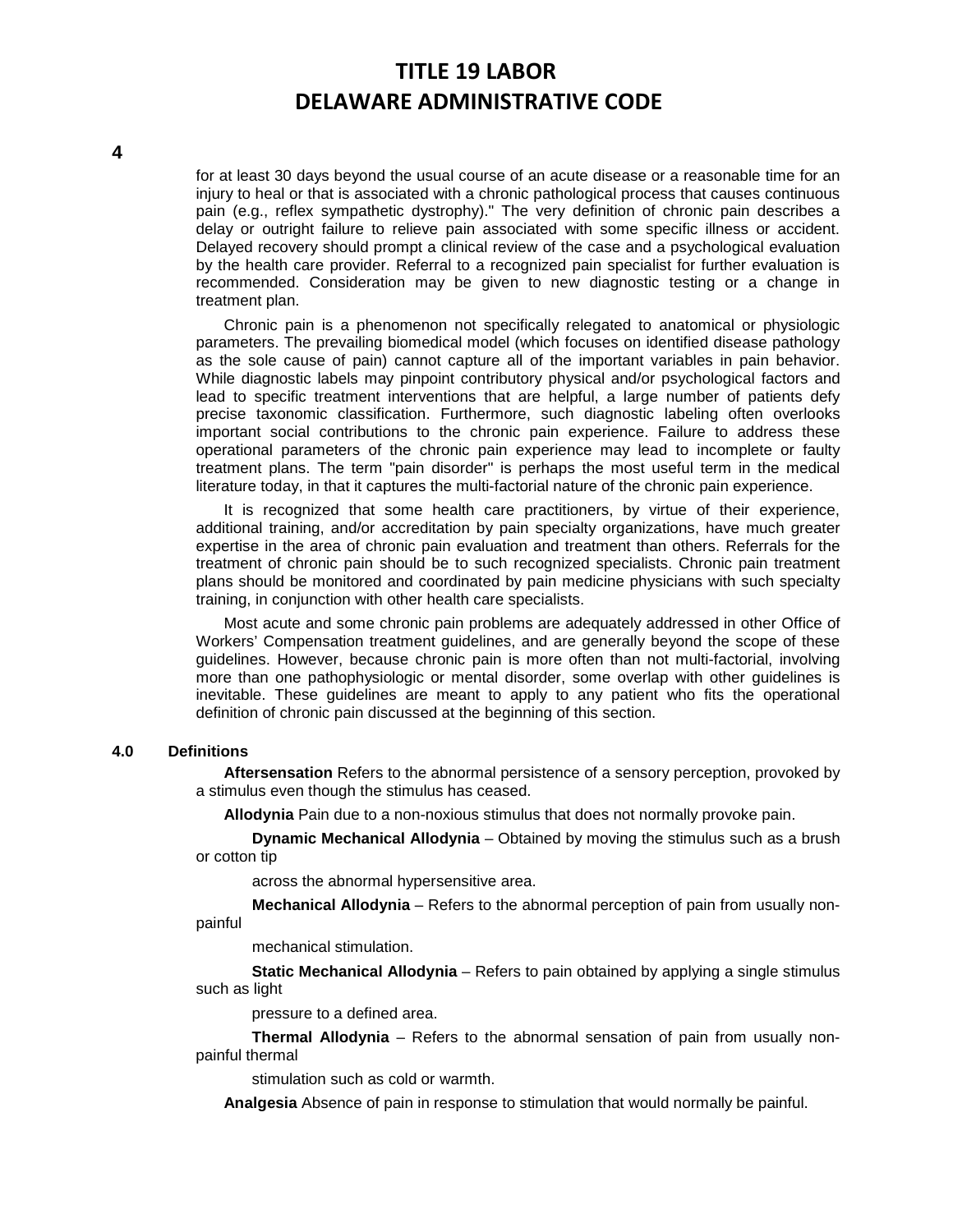for at least 30 days beyond the usual course of an acute disease or a reasonable time for an injury to heal or that is associated with a chronic pathological process that causes continuous pain (e.g., reflex sympathetic dystrophy)." The very definition of chronic pain describes a delay or outright failure to relieve pain associated with some specific illness or accident. Delayed recovery should prompt a clinical review of the case and a psychological evaluation by the health care provider. Referral to a recognized pain specialist for further evaluation is recommended. Consideration may be given to new diagnostic testing or a change in treatment plan.

Chronic pain is a phenomenon not specifically relegated to anatomical or physiologic parameters. The prevailing biomedical model (which focuses on identified disease pathology as the sole cause of pain) cannot capture all of the important variables in pain behavior. While diagnostic labels may pinpoint contributory physical and/or psychological factors and lead to specific treatment interventions that are helpful, a large number of patients defy precise taxonomic classification. Furthermore, such diagnostic labeling often overlooks important social contributions to the chronic pain experience. Failure to address these operational parameters of the chronic pain experience may lead to incomplete or faulty treatment plans. The term "pain disorder" is perhaps the most useful term in the medical literature today, in that it captures the multi-factorial nature of the chronic pain experience.

It is recognized that some health care practitioners, by virtue of their experience, additional training, and/or accreditation by pain specialty organizations, have much greater expertise in the area of chronic pain evaluation and treatment than others. Referrals for the treatment of chronic pain should be to such recognized specialists. Chronic pain treatment plans should be monitored and coordinated by pain medicine physicians with such specialty training, in conjunction with other health care specialists.

Most acute and some chronic pain problems are adequately addressed in other Office of Workers' Compensation treatment guidelines, and are generally beyond the scope of these guidelines. However, because chronic pain is more often than not multi-factorial, involving more than one pathophysiologic or mental disorder, some overlap with other guidelines is inevitable. These guidelines are meant to apply to any patient who fits the operational definition of chronic pain discussed at the beginning of this section.

## 4.0 Definitions

**Aftersensation** Refers to the abnormal persistence of a sensory perception, provoked by a stimulus even though the stimulus has ceased.

**Allodynia** Pain due to a non-noxious stimulus that does not normally provoke pain.

**Dynamic Mechanical Allodynia** – Obtained by moving the stimulus such as a brush or cotton tip across the abnormal hypersensitive area.

**Mechanical Allodynia** – Refers to the abnormal perception of pain from usually non-painful mechanical stimulation.

**Static Mechanical Allodynia** – Refers to pain obtained by applying a single stimulus such as light pressure to a defined area.

**Thermal Allodynia** – Refers to the abnormal sensation of pain from usually non-painful thermal stimulation such as cold or warmth.

**Analgesia** Absence of pain in response to stimulation that would normally be painful.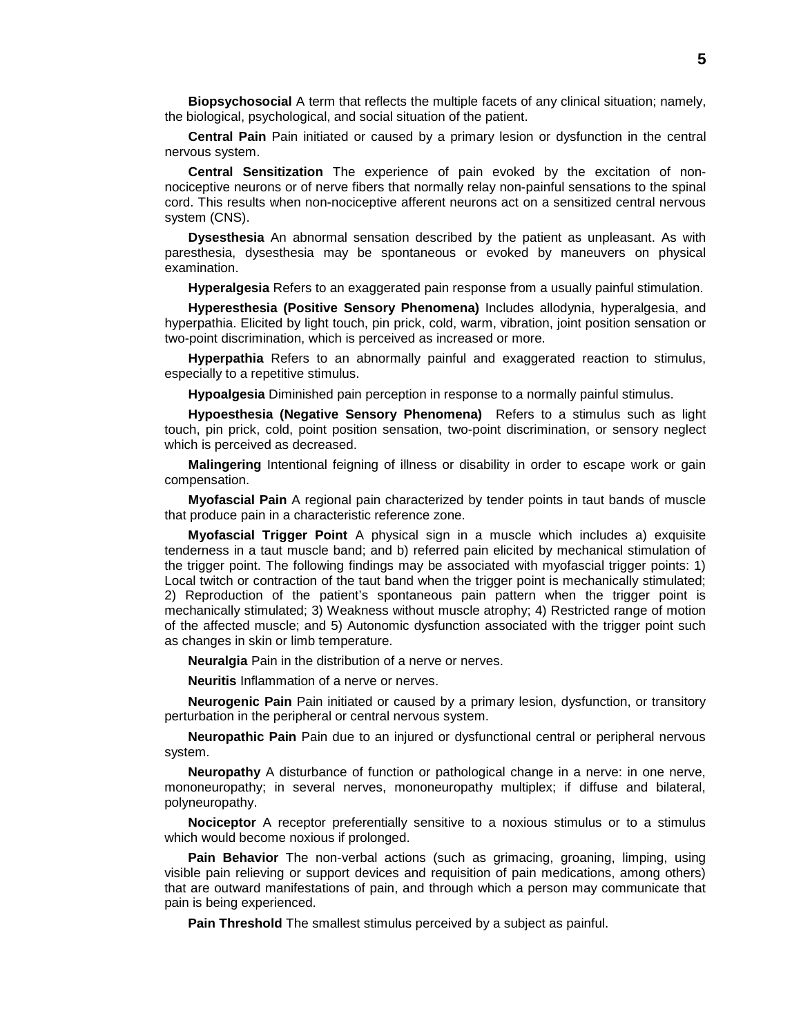**Biopsychosocial** A term that reflects the multiple facets of any clinical situation; namely, the biological, psychological, and social situation of the patient.

**Central Pain** Pain initiated or caused by a primary lesion or dysfunction in the central nervous system.

**Central Sensitization** The experience of pain evoked by the excitation of non-nociceptive neurons or of nerve fibers that normally relay non-painful sensations to the spinal cord. This results when non-nociceptive afferent neurons act on a sensitized central nervous system (CNS).

**Dysesthesia** An abnormal sensation described by the patient as unpleasant. As with paresthesia, dysesthesia may be spontaneous or evoked by maneuvers on physical examination.

**Hyperalgesia** Refers to an exaggerated pain response from a usually painful stimulation.

**Hyperesthesia (Positive Sensory Phenomena)** Includes allodynia, hyperalgesia, and hyperpathia. Elicited by light touch, pin prick, cold, warm, vibration, joint position sensation or two-point discrimination, which is perceived as increased or more.

**Hyperpathia** Refers to an abnormally painful and exaggerated reaction to stimulus, especially to a repetitive stimulus.

**Hypoalgesia** Diminished pain perception in response to a normally painful stimulus.

**Hypoesthesia (Negative Sensory Phenomena)** Refers to a stimulus such as light touch, pin prick, cold, point position sensation, two-point discrimination, or sensory neglect which is perceived as decreased.

**Malingering** Intentional feigning of illness or disability in order to escape work or gain compensation.

**Myofascial Pain** A regional pain characterized by tender points in taut bands of muscle that produce pain in a characteristic reference zone.

**Myofascial Trigger Point** A physical sign in a muscle which includes a) exquisite tenderness in a taut muscle band; and b) referred pain elicited by mechanical stimulation of the trigger point. The following findings may be associated with myofascial trigger points: 1) Local twitch or contraction of the taut band when the trigger point is mechanically stimulated; 2) Reproduction of the patient's spontaneous pain pattern when the trigger point is mechanically stimulated; 3) Weakness without muscle atrophy; 4) Restricted range of motion of the affected muscle; and 5) Autonomic dysfunction associated with the trigger point such as changes in skin or limb temperature.

**Neuralgia** Pain in the distribution of a nerve or nerves.

**Neuritis** Inflammation of a nerve or nerves.

**Neurogenic Pain** Pain initiated or caused by a primary lesion, dysfunction, or transitory perturbation in the peripheral or central nervous system.

**Neuropathic Pain** Pain due to an injured or dysfunctional central or peripheral nervous system.

**Neuropathy** A disturbance of function or pathological change in a nerve: in one nerve, mononeuropathy; in several nerves, mononeuropathy multiplex; if diffuse and bilateral, polyneuropathy.

**Nociceptor** A receptor preferentially sensitive to a noxious stimulus or to a stimulus which would become noxious if prolonged.

**Pain Behavior** The non-verbal actions (such as grimacing, groaning, limping, using visible pain relieving or support devices and requisition of pain medications, among others) that are outward manifestations of pain, and through which a person may communicate that pain is being experienced.

**Pain Threshold** The smallest stimulus perceived by a subject as painful.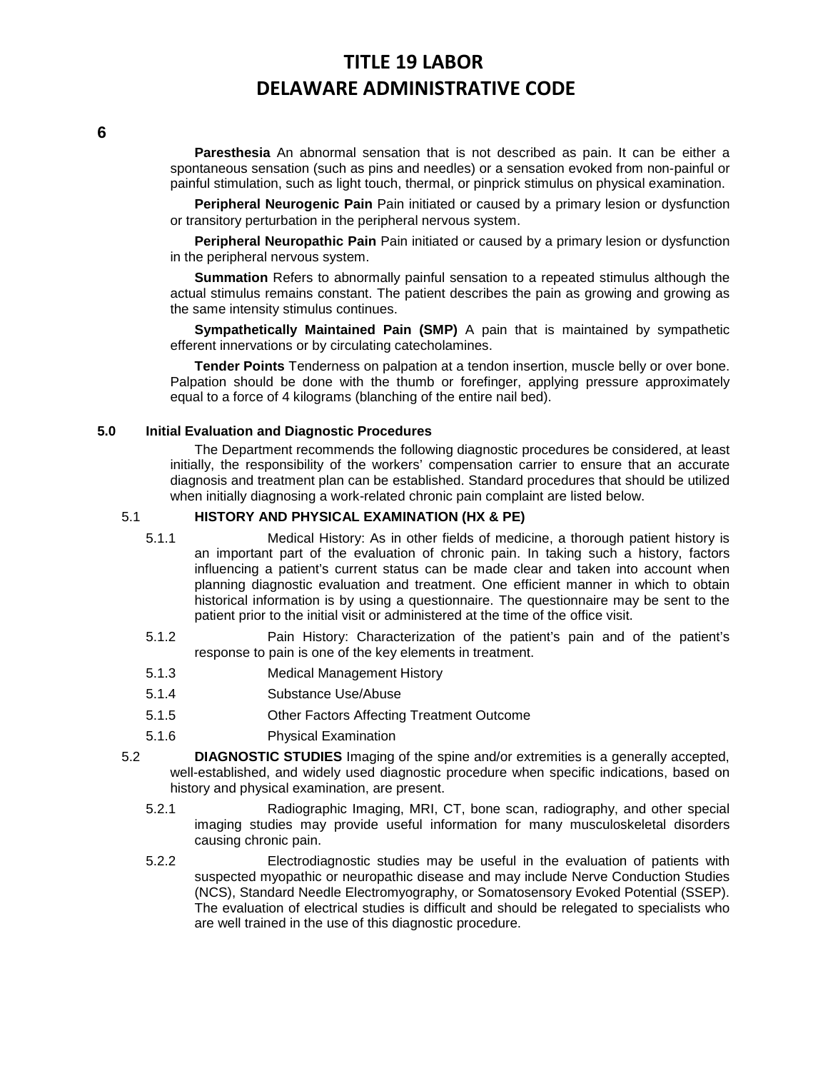**Paresthesia** An abnormal sensation that is not described as pain. It can be either a spontaneous sensation (such as pins and needles) or a sensation evoked from non-painful or painful stimulation, such as light touch, thermal, or pinprick stimulus on physical examination.

**Peripheral Neurogenic Pain** Pain initiated or caused by a primary lesion or dysfunction or transitory perturbation in the peripheral nervous system.

**Peripheral Neuropathic Pain** Pain initiated or caused by a primary lesion or dysfunction in the peripheral nervous system.

**Summation** Refers to abnormally painful sensation to a repeated stimulus although the actual stimulus remains constant. The patient describes the pain as growing and growing as the same intensity stimulus continues.

**Sympathetically Maintained Pain (SMP)** A pain that is maintained by sympathetic efferent innervations or by circulating catecholamines.

**Tender Points** Tenderness on palpation at a tendon insertion, muscle belly or over bone. Palpation should be done with the thumb or forefinger, applying pressure approximately equal to a force of 4 kilograms (blanching of the entire nail bed).

## 5.0 Initial Evaluation and Diagnostic Procedures

The Department recommends the following diagnostic procedures be considered, at least initially, the responsibility of the workers' compensation carrier to ensure that an accurate diagnosis and treatment plan can be established. Standard procedures that should be utilized when initially diagnosing a work-related chronic pain complaint are listed below.

### 5.1 HISTORY AND PHYSICAL EXAMINATION (HX & PE)

5.1.1 Medical History: As in other fields of medicine, a thorough patient history is an important part of the evaluation of chronic pain. In taking such a history, factors influencing a patient's current status can be made clear and taken into account when planning diagnostic evaluation and treatment. One efficient manner in which to obtain historical information is by using a questionnaire. The questionnaire may be sent to the patient prior to the initial visit or administered at the time of the office visit.

5.1.2 Pain History: Characterization of the patient's pain and of the patient's response to pain is one of the key elements in treatment.

5.1.3 Medical Management History

5.1.4 Substance Use/Abuse

5.1.5 Other Factors Affecting Treatment Outcome

5.1.6 Physical Examination

### 5.2 DIAGNOSTIC STUDIES

Imaging of the spine and/or extremities is a generally accepted, well-established, and widely used diagnostic procedure when specific indications, based on history and physical examination, are present.

5.2.1 Radiographic Imaging, MRI, CT, bone scan, radiography, and other special imaging studies may provide useful information for many musculoskeletal disorders causing chronic pain.

5.2.2 Electrodiagnostic studies may be useful in the evaluation of patients with suspected myopathic or neuropathic disease and may include Nerve Conduction Studies (NCS), Standard Needle Electromyography, or Somatosensory Evoked Potential (SSEP). The evaluation of electrical studies is difficult and should be relegated to specialists who are well trained in the use of this diagnostic procedure.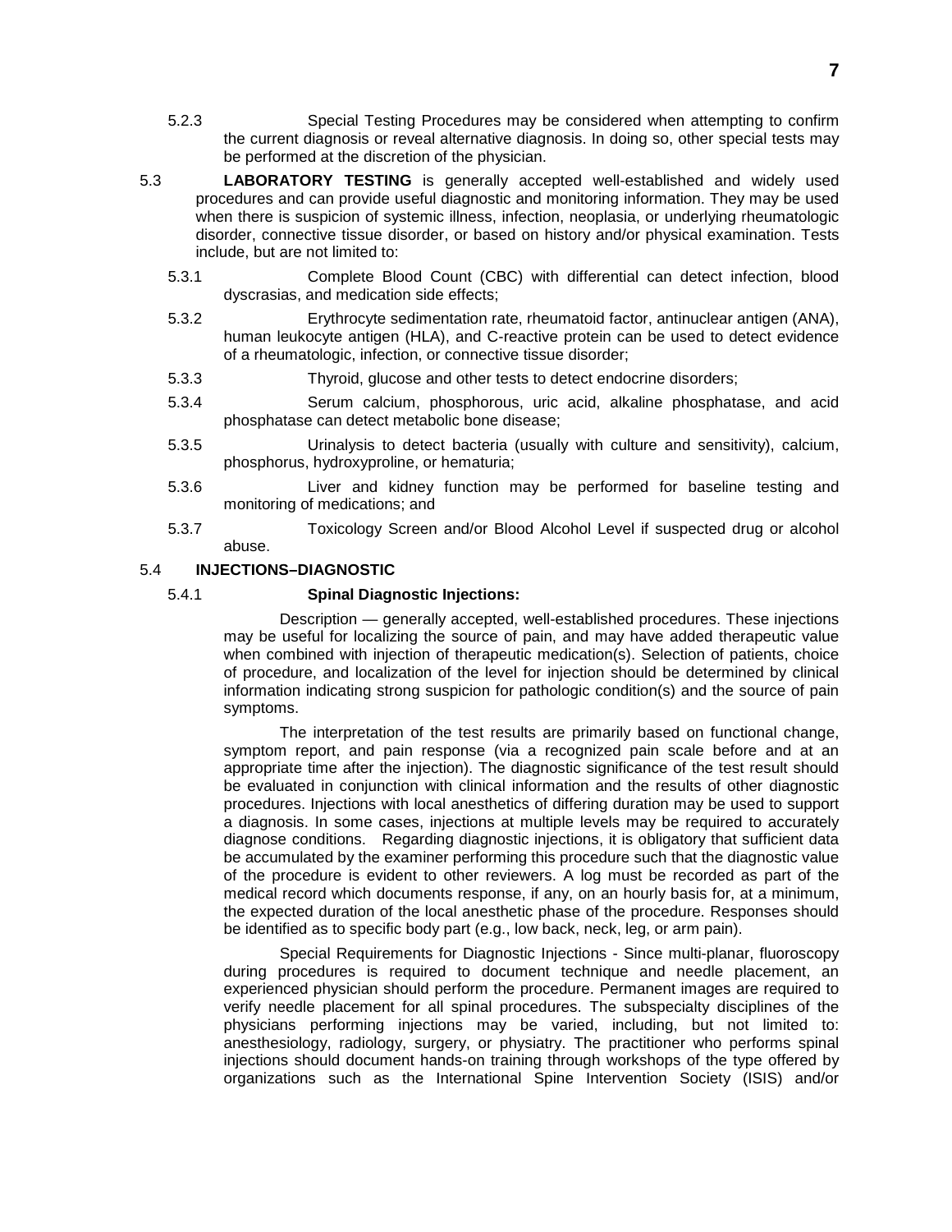5.2.3 Special Testing Procedures may be considered when attempting to confirm the current diagnosis or reveal alternative diagnosis. In doing so, other special tests may be performed at the discretion of the physician.

5.3 **LABORATORY TESTING** is generally accepted well-established and widely used procedures and can provide useful diagnostic and monitoring information. They may be used when there is suspicion of systemic illness, infection, neoplasia, or underlying rheumatologic disorder, connective tissue disorder, or based on history and/or physical examination. Tests include, but are not limited to:

5.3.1 Complete Blood Count (CBC) with differential can detect infection, blood dyscrasias, and medication side effects;

5.3.2 Erythrocyte sedimentation rate, rheumatoid factor, antinuclear antigen (ANA), human leukocyte antigen (HLA), and C-reactive protein can be used to detect evidence of a rheumatologic, infection, or connective tissue disorder;

5.3.3 Thyroid, glucose and other tests to detect endocrine disorders;

5.3.4 Serum calcium, phosphorous, uric acid, alkaline phosphatase, and acid phosphatase can detect metabolic bone disease;

5.3.5 Urinalysis to detect bacteria (usually with culture and sensitivity), calcium, phosphorus, hydroxyproline, or hematuria;

5.3.6 Liver and kidney function may be performed for baseline testing and monitoring of medications; and

5.3.7 Toxicology Screen and/or Blood Alcohol Level if suspected drug or alcohol abuse.

5.4 **INJECTIONS–DIAGNOSTIC**

5.4.1 **Spinal Diagnostic Injections:**

Description — generally accepted, well-established procedures. These injections may be useful for localizing the source of pain, and may have added therapeutic value when combined with injection of therapeutic medication(s). Selection of patients, choice of procedure, and localization of the level for injection should be determined by clinical information indicating strong suspicion for pathologic condition(s) and the source of pain symptoms.

The interpretation of the test results are primarily based on functional change, symptom report, and pain response (via a recognized pain scale before and at an appropriate time after the injection). The diagnostic significance of the test result should be evaluated in conjunction with clinical information and the results of other diagnostic procedures. Injections with local anesthetics of differing duration may be used to support a diagnosis. In some cases, injections at multiple levels may be required to accurately diagnose conditions. Regarding diagnostic injections, it is obligatory that sufficient data be accumulated by the examiner performing this procedure such that the diagnostic value of the procedure is evident to other reviewers. A log must be recorded as part of the medical record which documents response, if any, on an hourly basis for, at a minimum, the expected duration of the local anesthetic phase of the procedure. Responses should be identified as to specific body part (e.g., low back, neck, leg, or arm pain).

Special Requirements for Diagnostic Injections - Since multi-planar, fluoroscopy during procedures is required to document technique and needle placement, an experienced physician should perform the procedure. Permanent images are required to verify needle placement for all spinal procedures. The subspecialty disciplines of the physicians performing injections may be varied, including, but not limited to: anesthesiology, radiology, surgery, or physiatry. The practitioner who performs spinal injections should document hands-on training through workshops of the type offered by organizations such as the International Spine Intervention Society (ISIS) and/or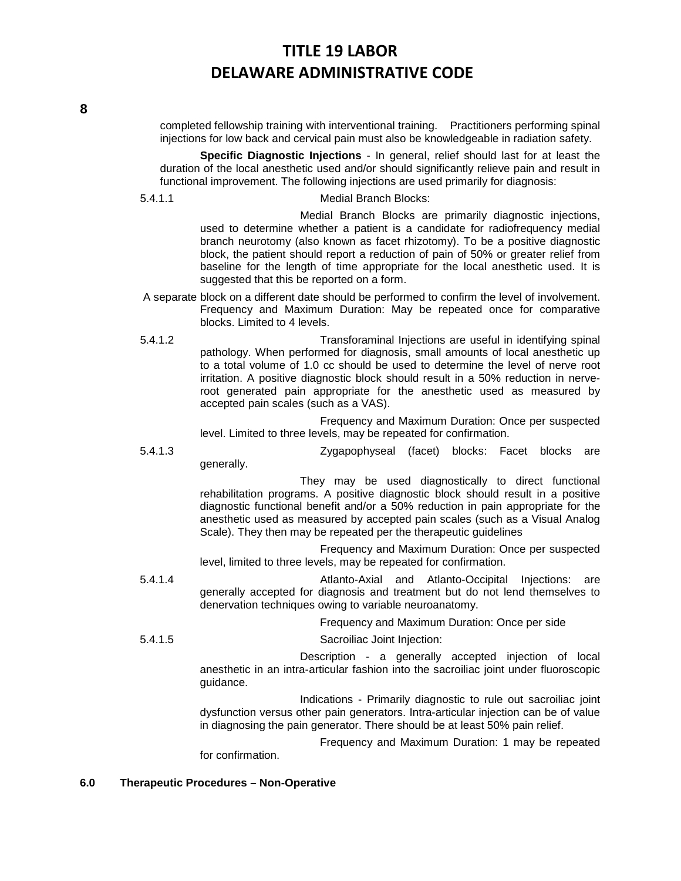completed fellowship training with interventional training. Practitioners performing spinal injections for low back and cervical pain must also be knowledgeable in radiation safety.

**Specific Diagnostic Injections** - In general, relief should last for at least the duration of the local anesthetic used and/or should significantly relieve pain and result in functional improvement. The following injections are used primarily for diagnosis:

5.4.1.1 Medial Branch Blocks:

Medial Branch Blocks are primarily diagnostic injections, used to determine whether a patient is a candidate for radiofrequency medial branch neurotomy (also known as facet rhizotomy). To be a positive diagnostic block, the patient should report a reduction of pain of 50% or greater relief from baseline for the length of time appropriate for the local anesthetic used. It is suggested that this be reported on a form.

A separate block on a different date should be performed to confirm the level of involvement. Frequency and Maximum Duration: May be repeated once for comparative blocks. Limited to 4 levels.

5.4.1.2 Transforaminal Injections are useful in identifying spinal pathology. When performed for diagnosis, small amounts of local anesthetic up to a total volume of 1.0 cc should be used to determine the level of nerve root irritation. A positive diagnostic block should result in a 50% reduction in nerve-root generated pain appropriate for the anesthetic used as measured by accepted pain scales (such as a VAS).

Frequency and Maximum Duration: Once per suspected level. Limited to three levels, may be repeated for confirmation.

5.4.1.3 Zygapophyseal (facet) blocks: Facet blocks are generally.

They may be used diagnostically to direct functional rehabilitation programs. A positive diagnostic block should result in a positive diagnostic functional benefit and/or a 50% reduction in pain appropriate for the anesthetic used as measured by accepted pain scales (such as a Visual Analog Scale). They then may be repeated per the therapeutic guidelines

Frequency and Maximum Duration: Once per suspected level, limited to three levels, may be repeated for confirmation.

5.4.1.4 Atlanto-Axial and Atlanto-Occipital Injections: are generally accepted for diagnosis and treatment but do not lend themselves to denervation techniques owing to variable neuroanatomy.

Frequency and Maximum Duration: Once per side

5.4.1.5 Sacroiliac Joint Injection:

Description - a generally accepted injection of local anesthetic in an intra-articular fashion into the sacroiliac joint under fluoroscopic guidance.

Indications - Primarily diagnostic to rule out sacroiliac joint dysfunction versus other pain generators. Intra-articular injection can be of value in diagnosing the pain generator. There should be at least 50% pain relief.

Frequency and Maximum Duration: 1 may be repeated for confirmation.

**6.0 Therapeutic Procedures – Non-Operative**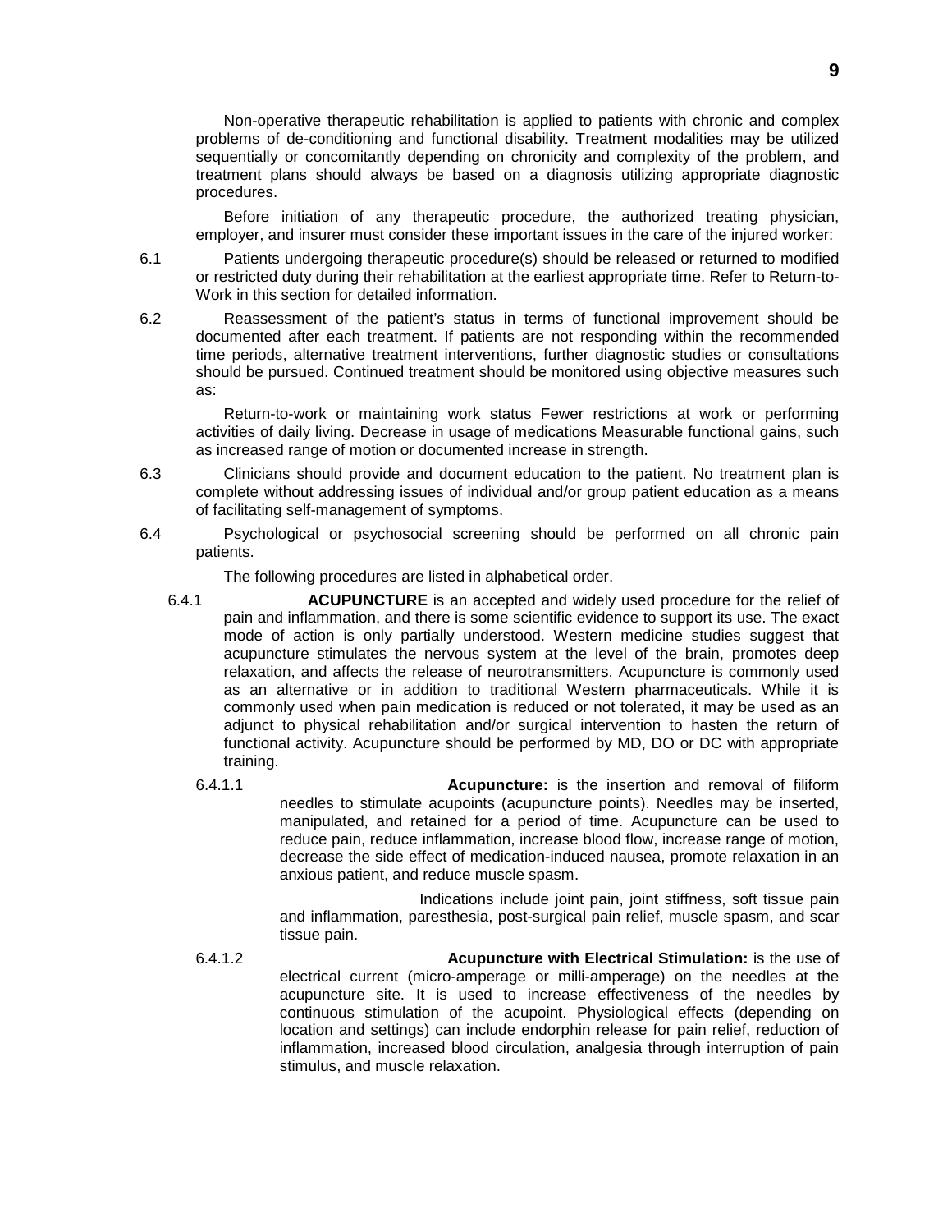Non-operative therapeutic rehabilitation is applied to patients with chronic and complex problems of de-conditioning and functional disability. Treatment modalities may be utilized sequentially or concomitantly depending on chronicity and complexity of the problem, and treatment plans should always be based on a diagnosis utilizing appropriate diagnostic procedures.

Before initiation of any therapeutic procedure, the authorized treating physician, employer, and insurer must consider these important issues in the care of the injured worker:

6.1 Patients undergoing therapeutic procedure(s) should be released or returned to modified or restricted duty during their rehabilitation at the earliest appropriate time. Refer to Return-to-Work in this section for detailed information.

6.2 Reassessment of the patient's status in terms of functional improvement should be documented after each treatment. If patients are not responding within the recommended time periods, alternative treatment interventions, further diagnostic studies or consultations should be pursued. Continued treatment should be monitored using objective measures such as:

Return-to-work or maintaining work status Fewer restrictions at work or performing activities of daily living. Decrease in usage of medications Measurable functional gains, such as increased range of motion or documented increase in strength.

6.3 Clinicians should provide and document education to the patient. No treatment plan is complete without addressing issues of individual and/or group patient education as a means of facilitating self-management of symptoms.

6.4 Psychological or psychosocial screening should be performed on all chronic pain patients.

The following procedures are listed in alphabetical order.

6.4.1 **ACUPUNCTURE** is an accepted and widely used procedure for the relief of pain and inflammation, and there is some scientific evidence to support its use. The exact mode of action is only partially understood. Western medicine studies suggest that acupuncture stimulates the nervous system at the level of the brain, promotes deep relaxation, and affects the release of neurotransmitters. Acupuncture is commonly used as an alternative or in addition to traditional Western pharmaceuticals. While it is commonly used when pain medication is reduced or not tolerated, it may be used as an adjunct to physical rehabilitation and/or surgical intervention to hasten the return of functional activity. Acupuncture should be performed by MD, DO or DC with appropriate training.

6.4.1.1 **Acupuncture:** is the insertion and removal of filiform needles to stimulate acupoints (acupuncture points). Needles may be inserted, manipulated, and retained for a period of time. Acupuncture can be used to reduce pain, reduce inflammation, increase blood flow, increase range of motion, decrease the side effect of medication-induced nausea, promote relaxation in an anxious patient, and reduce muscle spasm.

Indications include joint pain, joint stiffness, soft tissue pain and inflammation, paresthesia, post-surgical pain relief, muscle spasm, and scar tissue pain.

6.4.1.2 **Acupuncture with Electrical Stimulation:** is the use of electrical current (micro-amperage or milli-amperage) on the needles at the acupuncture site. It is used to increase effectiveness of the needles by continuous stimulation of the acupoint. Physiological effects (depending on location and settings) can include endorphin release for pain relief, reduction of inflammation, increased blood circulation, analgesia through interruption of pain stimulus, and muscle relaxation.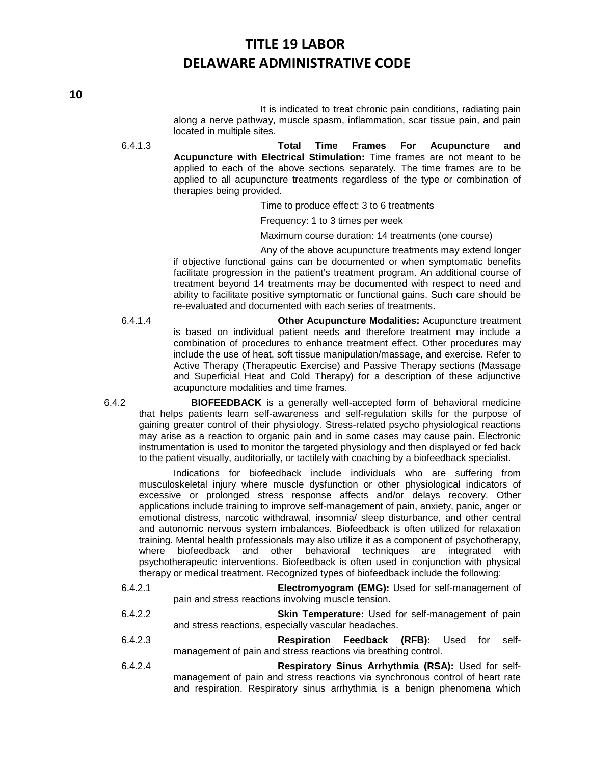It is indicated to treat chronic pain conditions, radiating pain along a nerve pathway, muscle spasm, inflammation, scar tissue pain, and pain located in multiple sites.

6.4.1.3 **Total Time Frames For Acupuncture and Acupuncture with Electrical Stimulation:** Time frames are not meant to be applied to each of the above sections separately. The time frames are to be applied to all acupuncture treatments regardless of the type or combination of therapies being provided.

Time to produce effect: 3 to 6 treatments

Frequency: 1 to 3 times per week

Maximum course duration: 14 treatments (one course)

Any of the above acupuncture treatments may extend longer if objective functional gains can be documented or when symptomatic benefits facilitate progression in the patient's treatment program. An additional course of treatment beyond 14 treatments may be documented with respect to need and ability to facilitate positive symptomatic or functional gains. Such care should be re-evaluated and documented with each series of treatments.

6.4.1.4 **Other Acupuncture Modalities:** Acupuncture treatment is based on individual patient needs and therefore treatment may include a combination of procedures to enhance treatment effect. Other procedures may include the use of heat, soft tissue manipulation/massage, and exercise. Refer to Active Therapy (Therapeutic Exercise) and Passive Therapy sections (Massage and Superficial Heat and Cold Therapy) for a description of these adjunctive acupuncture modalities and time frames.

6.4.2 **BIOFEEDBACK** is a generally well-accepted form of behavioral medicine that helps patients learn self-awareness and self-regulation skills for the purpose of gaining greater control of their physiology. Stress-related psycho physiological reactions may arise as a reaction to organic pain and in some cases may cause pain. Electronic instrumentation is used to monitor the targeted physiology and then displayed or fed back to the patient visually, auditorially, or tactilely with coaching by a biofeedback specialist.

Indications for biofeedback include individuals who are suffering from musculoskeletal injury where muscle dysfunction or other physiological indicators of excessive or prolonged stress response affects and/or delays recovery. Other applications include training to improve self-management of pain, anxiety, panic, anger or emotional distress, narcotic withdrawal, insomnia/ sleep disturbance, and other central and autonomic nervous system imbalances. Biofeedback is often utilized for relaxation training. Mental health professionals may also utilize it as a component of psychotherapy, where biofeedback and other behavioral techniques are integrated with psychotherapeutic interventions. Biofeedback is often used in conjunction with physical therapy or medical treatment. Recognized types of biofeedback include the following:

6.4.2.1 **Electromyogram (EMG):** Used for self-management of pain and stress reactions involving muscle tension.

6.4.2.2 **Skin Temperature:** Used for self-management of pain and stress reactions, especially vascular headaches.

6.4.2.3 **Respiration Feedback (RFB):** Used for self-management of pain and stress reactions via breathing control.

6.4.2.4 **Respiratory Sinus Arrhythmia (RSA):** Used for self-management of pain and stress reactions via synchronous control of heart rate and respiration. Respiratory sinus arrhythmia is a benign phenomena which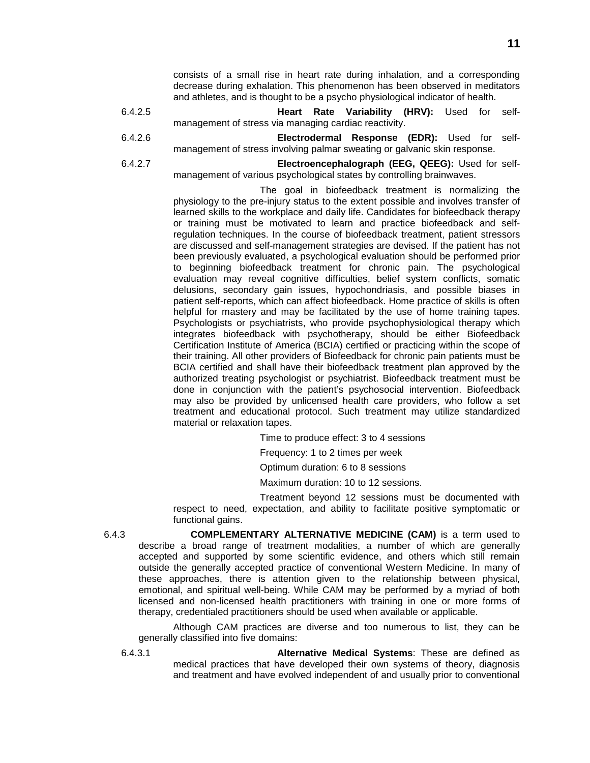consists of a small rise in heart rate during inhalation, and a corresponding decrease during exhalation. This phenomenon has been observed in meditators and athletes, and is thought to be a psycho physiological indicator of health.

6.4.2.5 **Heart Rate Variability (HRV):** Used for self-management of stress via managing cardiac reactivity.

6.4.2.6 **Electrodermal Response (EDR):** Used for self-management of stress involving palmar sweating or galvanic skin response.

6.4.2.7 **Electroencephalograph (EEG, QEEG):** Used for self-management of various psychological states by controlling brainwaves.

The goal in biofeedback treatment is normalizing the physiology to the pre-injury status to the extent possible and involves transfer of learned skills to the workplace and daily life. Candidates for biofeedback therapy or training must be motivated to learn and practice biofeedback and self-regulation techniques. In the course of biofeedback treatment, patient stressors are discussed and self-management strategies are devised. If the patient has not been previously evaluated, a psychological evaluation should be performed prior to beginning biofeedback treatment for chronic pain. The psychological evaluation may reveal cognitive difficulties, belief system conflicts, somatic delusions, secondary gain issues, hypochondriasis, and possible biases in patient self-reports, which can affect biofeedback. Home practice of skills is often helpful for mastery and may be facilitated by the use of home training tapes. Psychologists or psychiatrists, who provide psychophysiological therapy which integrates biofeedback with psychotherapy, should be either Biofeedback Certification Institute of America (BCIA) certified or practicing within the scope of their training. All other providers of Biofeedback for chronic pain patients must be BCIA certified and shall have their biofeedback treatment plan approved by the authorized treating psychologist or psychiatrist. Biofeedback treatment must be done in conjunction with the patient's psychosocial intervention. Biofeedback may also be provided by unlicensed health care providers, who follow a set treatment and educational protocol. Such treatment may utilize standardized material or relaxation tapes.

Time to produce effect: 3 to 4 sessions

Frequency: 1 to 2 times per week

Optimum duration: 6 to 8 sessions

Maximum duration: 10 to 12 sessions.

Treatment beyond 12 sessions must be documented with respect to need, expectation, and ability to facilitate positive symptomatic or functional gains.

6.4.3 **COMPLEMENTARY ALTERNATIVE MEDICINE (CAM)** is a term used to describe a broad range of treatment modalities, a number of which are generally accepted and supported by some scientific evidence, and others which still remain outside the generally accepted practice of conventional Western Medicine. In many of these approaches, there is attention given to the relationship between physical, emotional, and spiritual well-being. While CAM may be performed by a myriad of both licensed and non-licensed health practitioners with training in one or more forms of therapy, credentialed practitioners should be used when available or applicable.

Although CAM practices are diverse and too numerous to list, they can be generally classified into five domains:

6.4.3.1 **Alternative Medical Systems**: These are defined as medical practices that have developed their own systems of theory, diagnosis and treatment and have evolved independent of and usually prior to conventional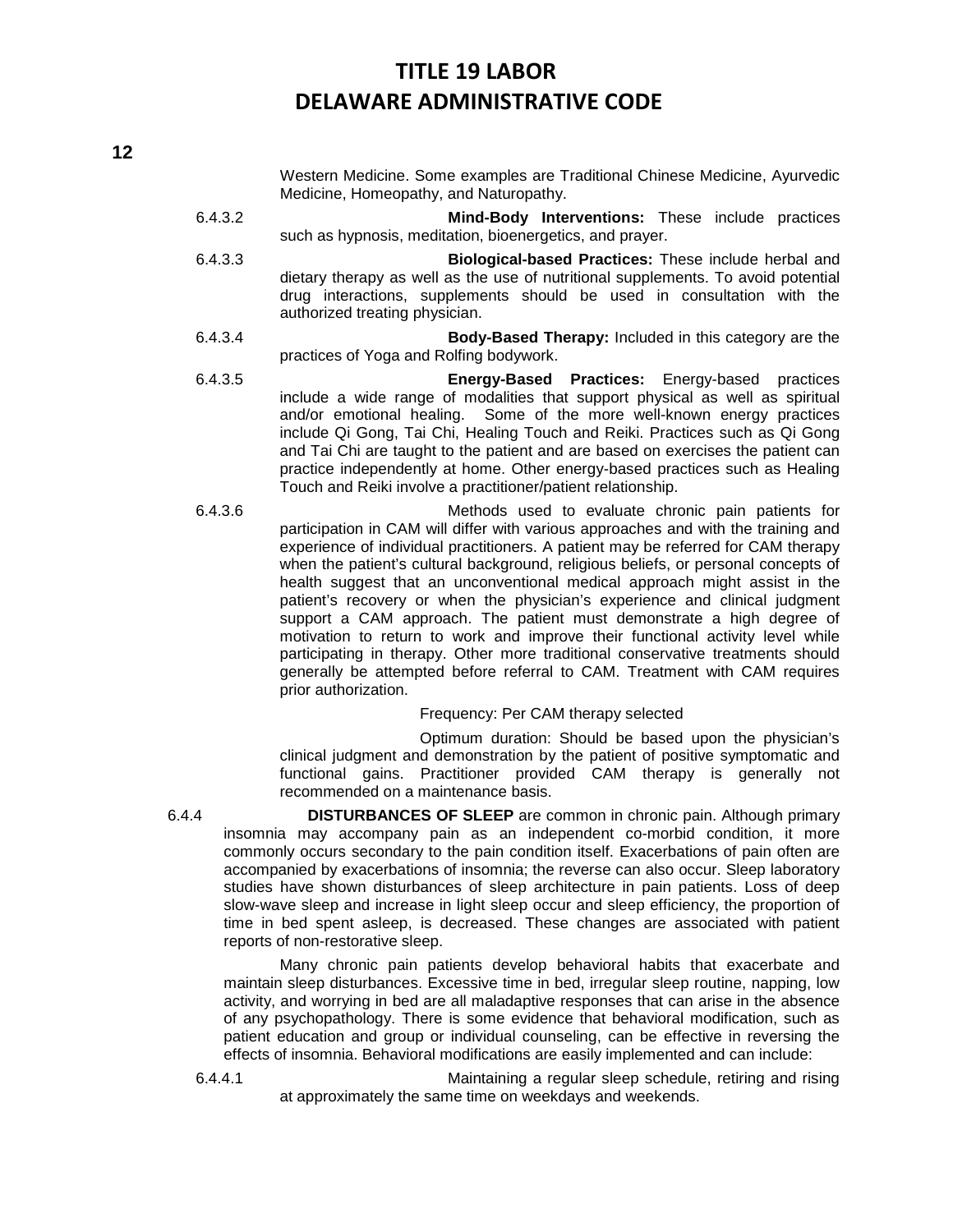Western Medicine. Some examples are Traditional Chinese Medicine, Ayurvedic Medicine, Homeopathy, and Naturopathy.

6.4.3.2 **Mind-Body Interventions:** These include practices such as hypnosis, meditation, bioenergetics, and prayer.

6.4.3.3 **Biological-based Practices:** These include herbal and dietary therapy as well as the use of nutritional supplements. To avoid potential drug interactions, supplements should be used in consultation with the authorized treating physician.

6.4.3.4 **Body-Based Therapy:** Included in this category are the practices of Yoga and Rolfing bodywork.

6.4.3.5 **Energy-Based Practices:** Energy-based practices include a wide range of modalities that support physical as well as spiritual and/or emotional healing. Some of the more well-known energy practices include Qi Gong, Tai Chi, Healing Touch and Reiki. Practices such as Qi Gong and Tai Chi are taught to the patient and are based on exercises the patient can practice independently at home. Other energy-based practices such as Healing Touch and Reiki involve a practitioner/patient relationship.

6.4.3.6 Methods used to evaluate chronic pain patients for participation in CAM will differ with various approaches and with the training and experience of individual practitioners. A patient may be referred for CAM therapy when the patient's cultural background, religious beliefs, or personal concepts of health suggest that an unconventional medical approach might assist in the patient's recovery or when the physician's experience and clinical judgment support a CAM approach. The patient must demonstrate a high degree of motivation to return to work and improve their functional activity level while participating in therapy. Other more traditional conservative treatments should generally be attempted before referral to CAM. Treatment with CAM requires prior authorization.

Frequency: Per CAM therapy selected

Optimum duration: Should be based upon the physician's clinical judgment and demonstration by the patient of positive symptomatic and functional gains. Practitioner provided CAM therapy is generally not recommended on a maintenance basis.

6.4.4 **DISTURBANCES OF SLEEP** are common in chronic pain. Although primary insomnia may accompany pain as an independent co-morbid condition, it more commonly occurs secondary to the pain condition itself. Exacerbations of pain often are accompanied by exacerbations of insomnia; the reverse can also occur. Sleep laboratory studies have shown disturbances of sleep architecture in pain patients. Loss of deep slow-wave sleep and increase in light sleep occur and sleep efficiency, the proportion of time in bed spent asleep, is decreased. These changes are associated with patient reports of non-restorative sleep.

Many chronic pain patients develop behavioral habits that exacerbate and maintain sleep disturbances. Excessive time in bed, irregular sleep routine, napping, low activity, and worrying in bed are all maladaptive responses that can arise in the absence of any psychopathology. There is some evidence that behavioral modification, such as patient education and group or individual counseling, can be effective in reversing the effects of insomnia. Behavioral modifications are easily implemented and can include:

6.4.4.1 Maintaining a regular sleep schedule, retiring and rising at approximately the same time on weekdays and weekends.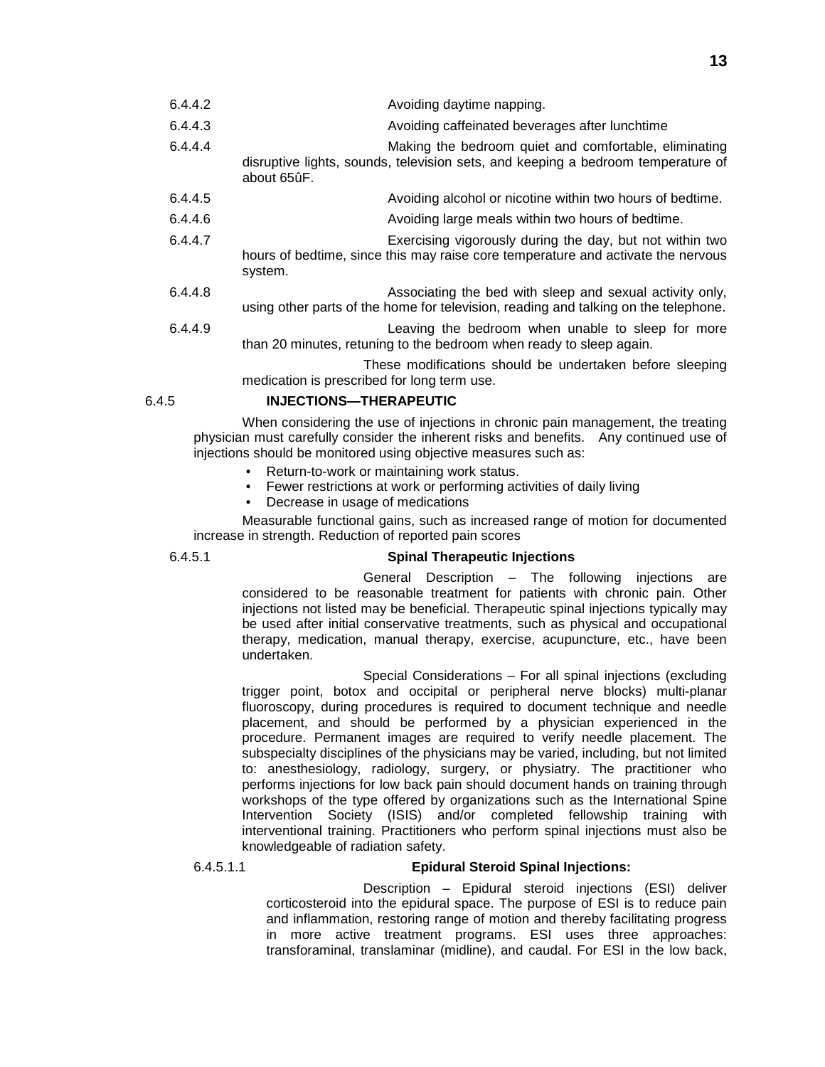6.4.4.2 Avoiding daytime napping.

6.4.4.3 Avoiding caffeinated beverages after lunchtime

6.4.4.4 Making the bedroom quiet and comfortable, eliminating disruptive lights, sounds, television sets, and keeping a bedroom temperature of about 65ûF.

6.4.4.5 Avoiding alcohol or nicotine within two hours of bedtime.

6.4.4.6 Avoiding large meals within two hours of bedtime.

6.4.4.7 Exercising vigorously during the day, but not within two hours of bedtime, since this may raise core temperature and activate the nervous system.

6.4.4.8 Associating the bed with sleep and sexual activity only, using other parts of the home for television, reading and talking on the telephone.

6.4.4.9 Leaving the bedroom when unable to sleep for more than 20 minutes, retuning to the bedroom when ready to sleep again.

These modifications should be undertaken before sleeping medication is prescribed for long term use.

### 6.4.5 INJECTIONS—THERAPEUTIC

When considering the use of injections in chronic pain management, the treating physician must carefully consider the inherent risks and benefits. Any continued use of injections should be monitored using objective measures such as:

- Return-to-work or maintaining work status.
- Fewer restrictions at work or performing activities of daily living
- Decrease in usage of medications

Measurable functional gains, such as increased range of motion for documented increase in strength. Reduction of reported pain scores

#### 6.4.5.1 Spinal Therapeutic Injections

General Description – The following injections are considered to be reasonable treatment for patients with chronic pain. Other injections not listed may be beneficial. Therapeutic spinal injections typically may be used after initial conservative treatments, such as physical and occupational therapy, medication, manual therapy, exercise, acupuncture, etc., have been undertaken.

Special Considerations – For all spinal injections (excluding trigger point, botox and occipital or peripheral nerve blocks) multi-planar fluoroscopy, during procedures is required to document technique and needle placement, and should be performed by a physician experienced in the procedure. Permanent images are required to verify needle placement. The subspecialty disciplines of the physicians may be varied, including, but not limited to: anesthesiology, radiology, surgery, or physiatry. The practitioner who performs injections for low back pain should document hands on training through workshops of the type offered by organizations such as the International Spine Intervention Society (ISIS) and/or completed fellowship training with interventional training. Practitioners who perform spinal injections must also be knowledgeable of radiation safety.

##### 6.4.5.1.1 Epidural Steroid Spinal Injections:

Description – Epidural steroid injections (ESI) deliver corticosteroid into the epidural space. The purpose of ESI is to reduce pain and inflammation, restoring range of motion and thereby facilitating progress in more active treatment programs. ESI uses three approaches: transforaminal, translaminar (midline), and caudal. For ESI in the low back,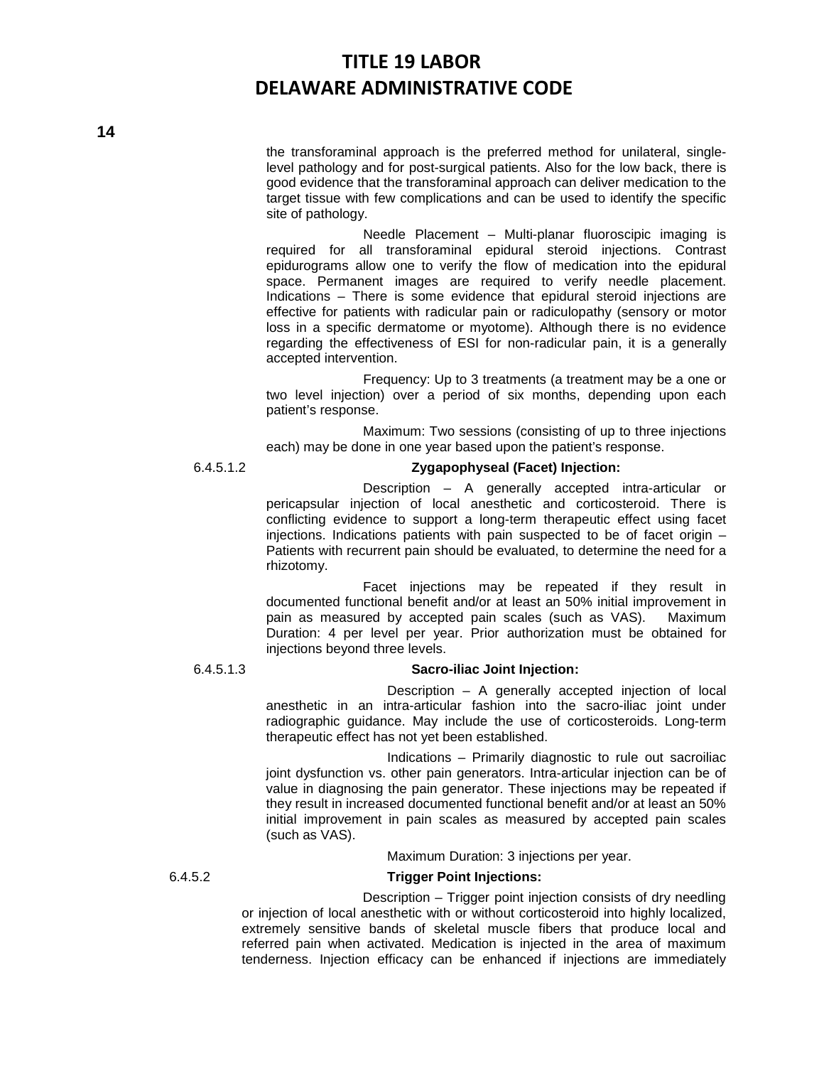the transforaminal approach is the preferred method for unilateral, single-level pathology and for post-surgical patients. Also for the low back, there is good evidence that the transforaminal approach can deliver medication to the target tissue with few complications and can be used to identify the specific site of pathology.

Needle Placement – Multi-planar fluoroscipic imaging is required for all transforaminal epidural steroid injections. Contrast epidurograms allow one to verify the flow of medication into the epidural space. Permanent images are required to verify needle placement. Indications – There is some evidence that epidural steroid injections are effective for patients with radicular pain or radiculopathy (sensory or motor loss in a specific dermatome or myotome). Although there is no evidence regarding the effectiveness of ESI for non-radicular pain, it is a generally accepted intervention.

Frequency: Up to 3 treatments (a treatment may be a one or two level injection) over a period of six months, depending upon each patient's response.

Maximum: Two sessions (consisting of up to three injections each) may be done in one year based upon the patient's response.

6.4.5.1.2 **Zygapophyseal (Facet) Injection:**

Description – A generally accepted intra-articular or pericapsular injection of local anesthetic and corticosteroid. There is conflicting evidence to support a long-term therapeutic effect using facet injections. Indications patients with pain suspected to be of facet origin – Patients with recurrent pain should be evaluated, to determine the need for a rhizotomy.

Facet injections may be repeated if they result in documented functional benefit and/or at least an 50% initial improvement in pain as measured by accepted pain scales (such as VAS). Maximum Duration: 4 per level per year. Prior authorization must be obtained for injections beyond three levels.

6.4.5.1.3 **Sacro-iliac Joint Injection:**

Description – A generally accepted injection of local anesthetic in an intra-articular fashion into the sacro-iliac joint under radiographic guidance. May include the use of corticosteroids. Long-term therapeutic effect has not yet been established.

Indications – Primarily diagnostic to rule out sacroiliac joint dysfunction vs. other pain generators. Intra-articular injection can be of value in diagnosing the pain generator. These injections may be repeated if they result in increased documented functional benefit and/or at least an 50% initial improvement in pain scales as measured by accepted pain scales (such as VAS).

Maximum Duration: 3 injections per year.

6.4.5.2 **Trigger Point Injections:**

Description – Trigger point injection consists of dry needling or injection of local anesthetic with or without corticosteroid into highly localized, extremely sensitive bands of skeletal muscle fibers that produce local and referred pain when activated. Medication is injected in the area of maximum tenderness. Injection efficacy can be enhanced if injections are immediately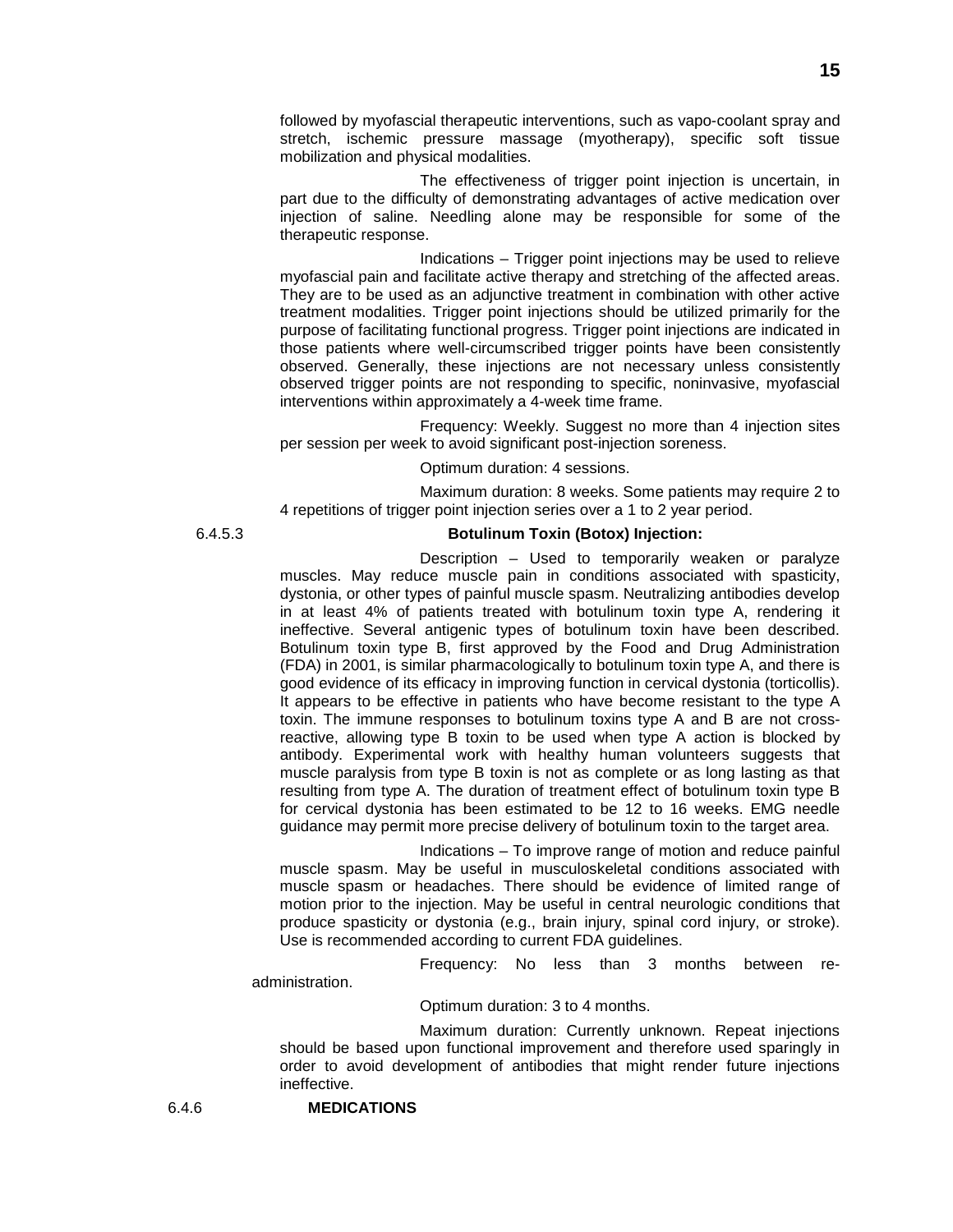followed by myofascial therapeutic interventions, such as vapo-coolant spray and stretch, ischemic pressure massage (myotherapy), specific soft tissue mobilization and physical modalities.

The effectiveness of trigger point injection is uncertain, in part due to the difficulty of demonstrating advantages of active medication over injection of saline. Needling alone may be responsible for some of the therapeutic response.

Indications – Trigger point injections may be used to relieve myofascial pain and facilitate active therapy and stretching of the affected areas. They are to be used as an adjunctive treatment in combination with other active treatment modalities. Trigger point injections should be utilized primarily for the purpose of facilitating functional progress. Trigger point injections are indicated in those patients where well-circumscribed trigger points have been consistently observed. Generally, these injections are not necessary unless consistently observed trigger points are not responding to specific, noninvasive, myofascial interventions within approximately a 4-week time frame.

Frequency: Weekly. Suggest no more than 4 injection sites per session per week to avoid significant post-injection soreness.

Optimum duration: 4 sessions.

Maximum duration: 8 weeks. Some patients may require 2 to 4 repetitions of trigger point injection series over a 1 to 2 year period.

6.4.5.3 **Botulinum Toxin (Botox) Injection:**

Description – Used to temporarily weaken or paralyze muscles. May reduce muscle pain in conditions associated with spasticity, dystonia, or other types of painful muscle spasm. Neutralizing antibodies develop in at least 4% of patients treated with botulinum toxin type A, rendering it ineffective. Several antigenic types of botulinum toxin have been described. Botulinum toxin type B, first approved by the Food and Drug Administration (FDA) in 2001, is similar pharmacologically to botulinum toxin type A, and there is good evidence of its efficacy in improving function in cervical dystonia (torticollis). It appears to be effective in patients who have become resistant to the type A toxin. The immune responses to botulinum toxins type A and B are not cross-reactive, allowing type B toxin to be used when type A action is blocked by antibody. Experimental work with healthy human volunteers suggests that muscle paralysis from type B toxin is not as complete or as long lasting as that resulting from type A. The duration of treatment effect of botulinum toxin type B for cervical dystonia has been estimated to be 12 to 16 weeks. EMG needle guidance may permit more precise delivery of botulinum toxin to the target area.

Indications – To improve range of motion and reduce painful muscle spasm. May be useful in musculoskeletal conditions associated with muscle spasm or headaches. There should be evidence of limited range of motion prior to the injection. May be useful in central neurologic conditions that produce spasticity or dystonia (e.g., brain injury, spinal cord injury, or stroke). Use is recommended according to current FDA guidelines.

Frequency: No less than 3 months between re-administration.

Optimum duration: 3 to 4 months.

Maximum duration: Currently unknown. Repeat injections should be based upon functional improvement and therefore used sparingly in order to avoid development of antibodies that might render future injections ineffective.

6.4.6 **MEDICATIONS**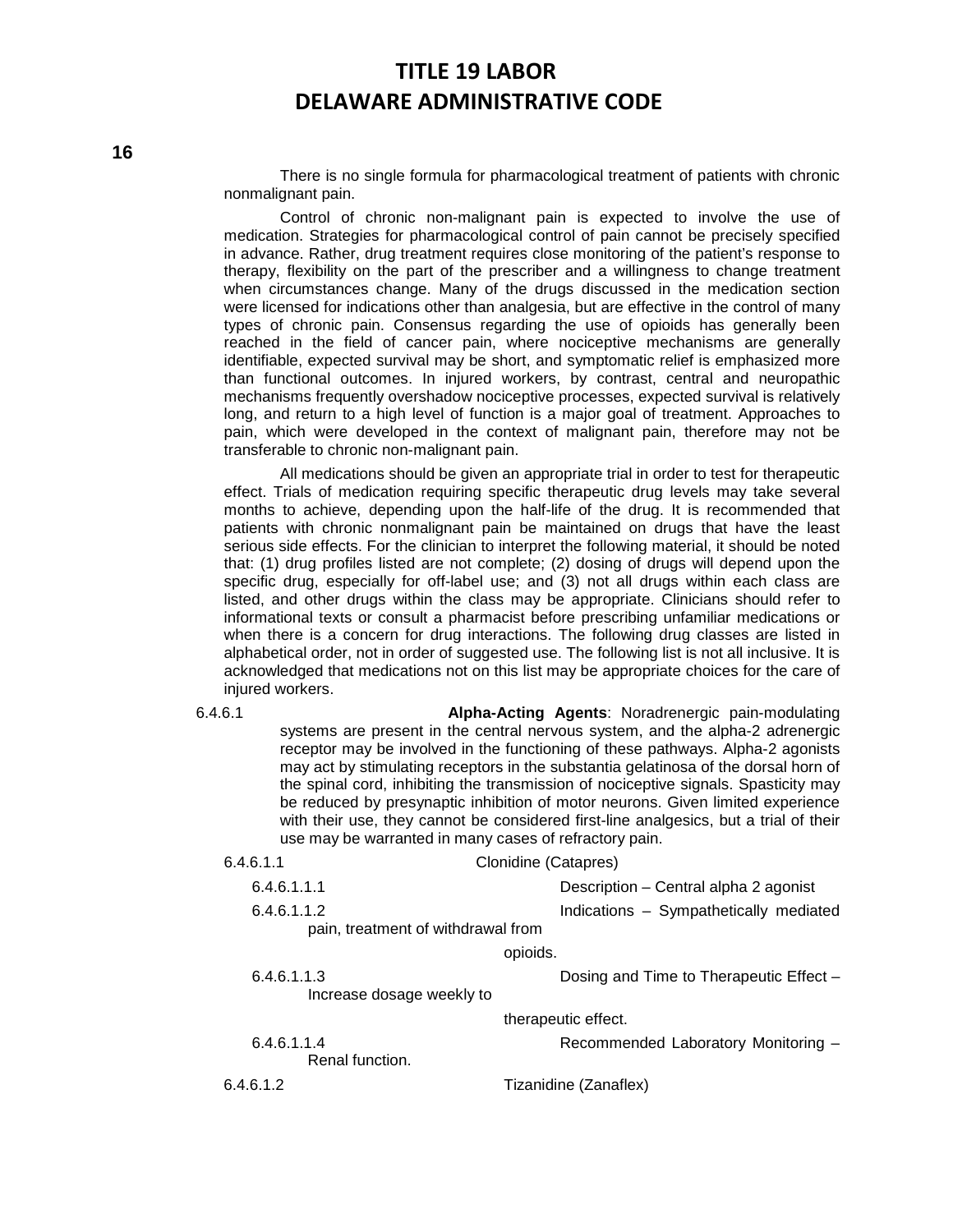There is no single formula for pharmacological treatment of patients with chronic nonmalignant pain.

Control of chronic non-malignant pain is expected to involve the use of medication. Strategies for pharmacological control of pain cannot be precisely specified in advance. Rather, drug treatment requires close monitoring of the patient's response to therapy, flexibility on the part of the prescriber and a willingness to change treatment when circumstances change. Many of the drugs discussed in the medication section were licensed for indications other than analgesia, but are effective in the control of many types of chronic pain. Consensus regarding the use of opioids has generally been reached in the field of cancer pain, where nociceptive mechanisms are generally identifiable, expected survival may be short, and symptomatic relief is emphasized more than functional outcomes. In injured workers, by contrast, central and neuropathic mechanisms frequently overshadow nociceptive processes, expected survival is relatively long, and return to a high level of function is a major goal of treatment. Approaches to pain, which were developed in the context of malignant pain, therefore may not be transferable to chronic non-malignant pain.

All medications should be given an appropriate trial in order to test for therapeutic effect. Trials of medication requiring specific therapeutic drug levels may take several months to achieve, depending upon the half-life of the drug. It is recommended that patients with chronic nonmalignant pain be maintained on drugs that have the least serious side effects. For the clinician to interpret the following material, it should be noted that: (1) drug profiles listed are not complete; (2) dosing of drugs will depend upon the specific drug, especially for off-label use; and (3) not all drugs within each class are listed, and other drugs within the class may be appropriate. Clinicians should refer to informational texts or consult a pharmacist before prescribing unfamiliar medications or when there is a concern for drug interactions. The following drug classes are listed in alphabetical order, not in order of suggested use. The following list is not all inclusive. It is acknowledged that medications not on this list may be appropriate choices for the care of injured workers.

6.4.6.1 **Alpha-Acting Agents**: Noradrenergic pain-modulating systems are present in the central nervous system, and the alpha-2 adrenergic receptor may be involved in the functioning of these pathways. Alpha-2 agonists may act by stimulating receptors in the substantia gelatinosa of the dorsal horn of the spinal cord, inhibiting the transmission of nociceptive signals. Spasticity may be reduced by presynaptic inhibition of motor neurons. Given limited experience with their use, they cannot be considered first-line analgesics, but a trial of their use may be warranted in many cases of refractory pain.

6.4.6.1.1 Clonidine (Catapres)

6.4.6.1.1.1 Description – Central alpha 2 agonist

6.4.6.1.1.2 Indications – Sympathetically mediated pain, treatment of withdrawal from opioids.

6.4.6.1.1.3 Dosing and Time to Therapeutic Effect – Increase dosage weekly to therapeutic effect.

6.4.6.1.1.4 Recommended Laboratory Monitoring – Renal function.

6.4.6.1.2 Tizanidine (Zanaflex)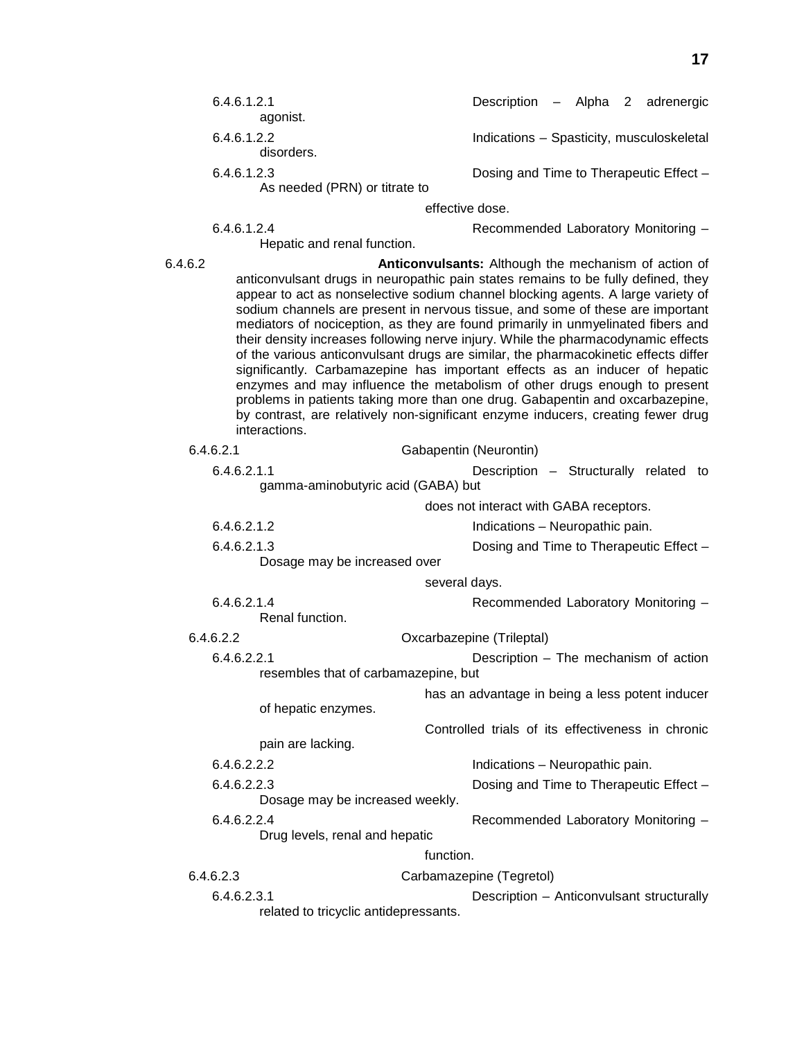6.4.6.1.2.1 Description – Alpha 2 adrenergic agonist.

6.4.6.1.2.2 Indications – Spasticity, musculoskeletal disorders.

6.4.6.1.2.3 Dosing and Time to Therapeutic Effect – As needed (PRN) or titrate to effective dose.

6.4.6.1.2.4 Recommended Laboratory Monitoring – Hepatic and renal function.

6.4.6.2 **Anticonvulsants:** Although the mechanism of action of anticonvulsant drugs in neuropathic pain states remains to be fully defined, they appear to act as nonselective sodium channel blocking agents. A large variety of sodium channels are present in nervous tissue, and some of these are important mediators of nociception, as they are found primarily in unmyelinated fibers and their density increases following nerve injury. While the pharmacodynamic effects of the various anticonvulsant drugs are similar, the pharmacokinetic effects differ significantly. Carbamazepine has important effects as an inducer of hepatic enzymes and may influence the metabolism of other drugs enough to present problems in patients taking more than one drug. Gabapentin and oxcarbazepine, by contrast, are relatively non-significant enzyme inducers, creating fewer drug interactions.

6.4.6.2.1 Gabapentin (Neurontin)

6.4.6.2.1.1 Description – Structurally related to gamma-aminobutyric acid (GABA) but does not interact with GABA receptors.

6.4.6.2.1.2 Indications – Neuropathic pain.

6.4.6.2.1.3 Dosing and Time to Therapeutic Effect – Dosage may be increased over several days.

6.4.6.2.1.4 Recommended Laboratory Monitoring – Renal function.

6.4.6.2.2 Oxcarbazepine (Trileptal)

6.4.6.2.2.1 Description – The mechanism of action resembles that of carbamazepine, but has an advantage in being a less potent inducer of hepatic enzymes. Controlled trials of its effectiveness in chronic pain are lacking.

6.4.6.2.2.2 Indications – Neuropathic pain.

6.4.6.2.2.3 Dosing and Time to Therapeutic Effect – Dosage may be increased weekly.

6.4.6.2.2.4 Recommended Laboratory Monitoring – Drug levels, renal and hepatic function.

6.4.6.2.3 Carbamazepine (Tegretol)

6.4.6.2.3.1 Description – Anticonvulsant structurally related to tricyclic antidepressants.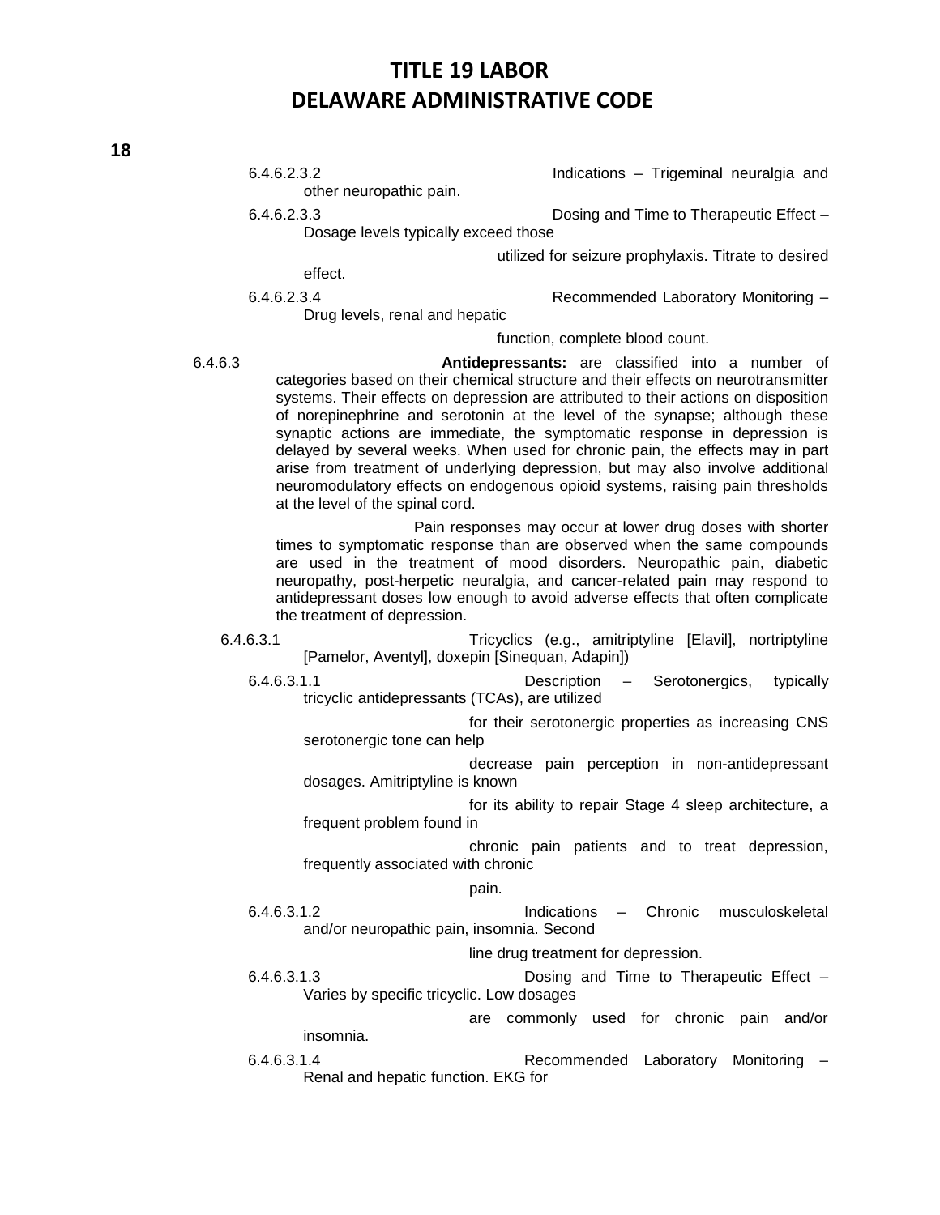6.4.6.2.3.2 Indications – Trigeminal neuralgia and other neuropathic pain.

6.4.6.2.3.3 Dosing and Time to Therapeutic Effect – Dosage levels typically exceed those utilized for seizure prophylaxis. Titrate to desired effect.

6.4.6.2.3.4 Recommended Laboratory Monitoring – Drug levels, renal and hepatic function, complete blood count.

6.4.6.3 **Antidepressants:** are classified into a number of categories based on their chemical structure and their effects on neurotransmitter systems. Their effects on depression are attributed to their actions on disposition of norepinephrine and serotonin at the level of the synapse; although these synaptic actions are immediate, the symptomatic response in depression is delayed by several weeks. When used for chronic pain, the effects may in part arise from treatment of underlying depression, but may also involve additional neuromodulatory effects on endogenous opioid systems, raising pain thresholds at the level of the spinal cord.

Pain responses may occur at lower drug doses with shorter times to symptomatic response than are observed when the same compounds are used in the treatment of mood disorders. Neuropathic pain, diabetic neuropathy, post-herpetic neuralgia, and cancer-related pain may respond to antidepressant doses low enough to avoid adverse effects that often complicate the treatment of depression.

6.4.6.3.1 Tricyclics (e.g., amitriptyline [Elavil], nortriptyline [Pamelor, Aventyl], doxepin [Sinequan, Adapin])

6.4.6.3.1.1 Description – Serotonergics, typically tricyclic antidepressants (TCAs), are utilized for their serotonergic properties as increasing CNS serotonergic tone can help decrease pain perception in non-antidepressant dosages. Amitriptyline is known for its ability to repair Stage 4 sleep architecture, a frequent problem found in chronic pain patients and to treat depression, frequently associated with chronic pain.

6.4.6.3.1.2 Indications – Chronic musculoskeletal and/or neuropathic pain, insomnia. Second line drug treatment for depression.

6.4.6.3.1.3 Dosing and Time to Therapeutic Effect – Varies by specific tricyclic. Low dosages are commonly used for chronic pain and/or insomnia.

6.4.6.3.1.4 Recommended Laboratory Monitoring – Renal and hepatic function. EKG for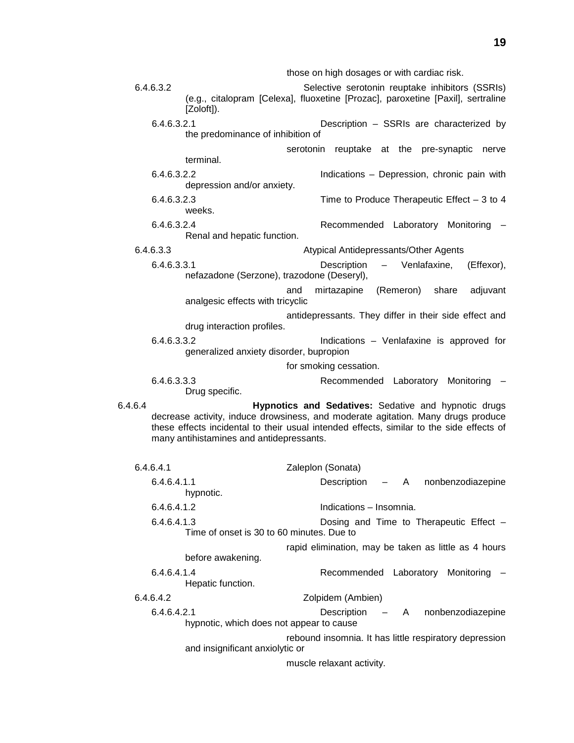those on high dosages or with cardiac risk.

6.4.6.3.2 Selective serotonin reuptake inhibitors (SSRIs) (e.g., citalopram [Celexa], fluoxetine [Prozac], paroxetine [Paxil], sertraline [Zoloft]).

6.4.6.3.2.1 Description – SSRIs are characterized by the predominance of inhibition of serotonin reuptake at the pre-synaptic nerve terminal.

6.4.6.3.2.2 Indications – Depression, chronic pain with depression and/or anxiety.

6.4.6.3.2.3 Time to Produce Therapeutic Effect – 3 to 4 weeks.

6.4.6.3.2.4 Recommended Laboratory Monitoring – Renal and hepatic function.

6.4.6.3.3 Atypical Antidepressants/Other Agents

6.4.6.3.3.1 Description – Venlafaxine, (Effexor), nefazadone (Serzone), trazodone (Deseryl), and mirtazapine (Remeron) share adjuvant analgesic effects with tricyclic antidepressants. They differ in their side effect and drug interaction profiles.

6.4.6.3.3.2 Indications – Venlafaxine is approved for generalized anxiety disorder, bupropion for smoking cessation.

6.4.6.3.3.3 Recommended Laboratory Monitoring – Drug specific.

6.4.6.4 **Hypnotics and Sedatives:** Sedative and hypnotic drugs decrease activity, induce drowsiness, and moderate agitation. Many drugs produce these effects incidental to their usual intended effects, similar to the side effects of many antihistamines and antidepressants.

6.4.6.4.1 Zaleplon (Sonata)

6.4.6.4.1.1 Description – A nonbenzodiazepine hypnotic.

6.4.6.4.1.2 Indications – Insomnia.

6.4.6.4.1.3 Dosing and Time to Therapeutic Effect – Time of onset is 30 to 60 minutes. Due to rapid elimination, may be taken as little as 4 hours before awakening.

6.4.6.4.1.4 Recommended Laboratory Monitoring – Hepatic function.

6.4.6.4.2 Zolpidem (Ambien)

6.4.6.4.2.1 Description – A nonbenzodiazepine hypnotic, which does not appear to cause rebound insomnia. It has little respiratory depression and insignificant anxiolytic or muscle relaxant activity.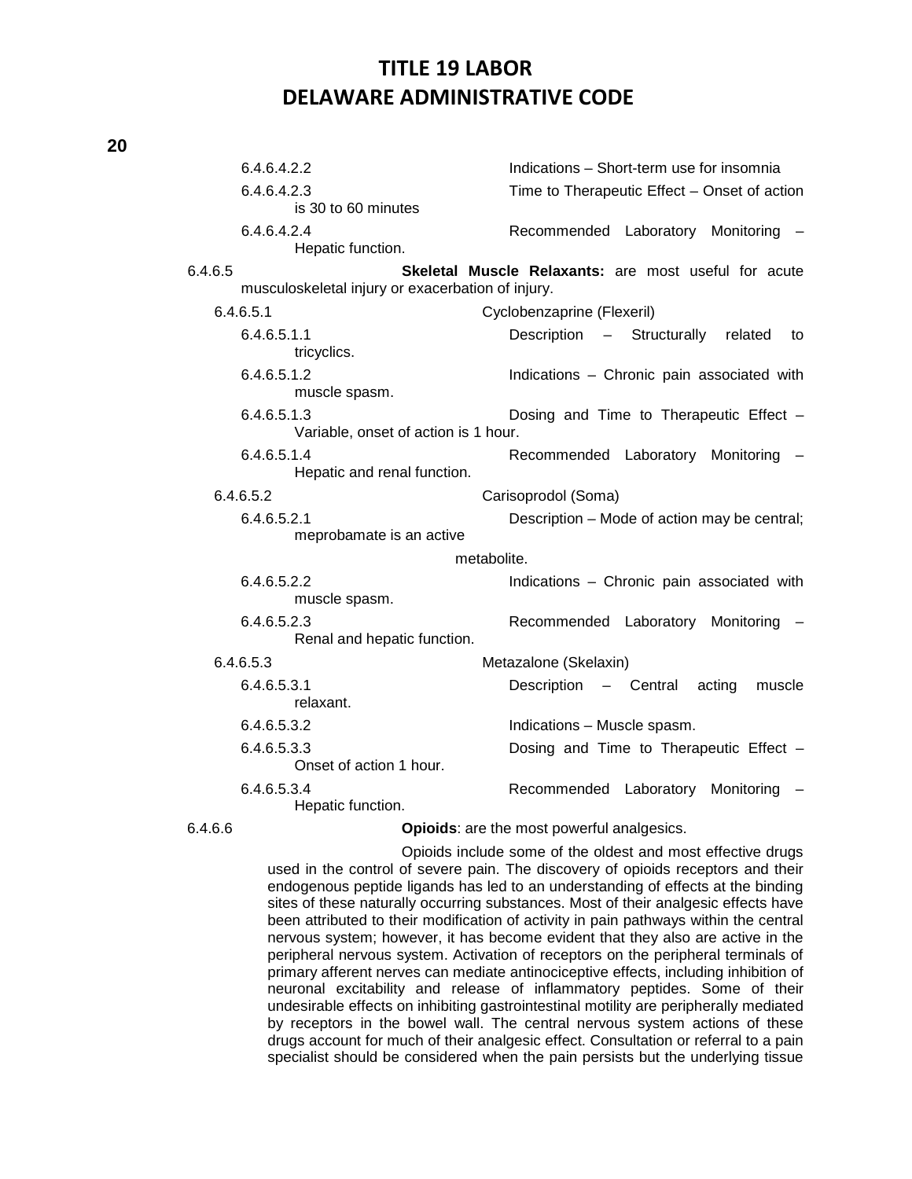6.4.6.4.2.2 Indications – Short-term use for insomnia

6.4.6.4.2.3 Time to Therapeutic Effect – Onset of action is 30 to 60 minutes

6.4.6.4.2.4 Recommended Laboratory Monitoring – Hepatic function.

6.4.6.5 **Skeletal Muscle Relaxants:** are most useful for acute musculoskeletal injury or exacerbation of injury.

6.4.6.5.1 Cyclobenzaprine (Flexeril)

6.4.6.5.1.1 Description – Structurally related to tricyclics.

6.4.6.5.1.2 Indications – Chronic pain associated with muscle spasm.

6.4.6.5.1.3 Dosing and Time to Therapeutic Effect – Variable, onset of action is 1 hour.

6.4.6.5.1.4 Recommended Laboratory Monitoring – Hepatic and renal function.

6.4.6.5.2 Carisoprodol (Soma)

6.4.6.5.2.1 Description – Mode of action may be central; meprobamate is an active metabolite.

6.4.6.5.2.2 Indications – Chronic pain associated with muscle spasm.

6.4.6.5.2.3 Recommended Laboratory Monitoring – Renal and hepatic function.

6.4.6.5.3 Metazalone (Skelaxin)

6.4.6.5.3.1 Description – Central acting muscle relaxant.

6.4.6.5.3.2 Indications – Muscle spasm.

6.4.6.5.3.3 Dosing and Time to Therapeutic Effect – Onset of action 1 hour.

6.4.6.5.3.4 Recommended Laboratory Monitoring – Hepatic function.

6.4.6.6 **Opioids**: are the most powerful analgesics.

Opioids include some of the oldest and most effective drugs used in the control of severe pain. The discovery of opioids receptors and their endogenous peptide ligands has led to an understanding of effects at the binding sites of these naturally occurring substances. Most of their analgesic effects have been attributed to their modification of activity in pain pathways within the central nervous system; however, it has become evident that they also are active in the peripheral nervous system. Activation of receptors on the peripheral terminals of primary afferent nerves can mediate antinociceptive effects, including inhibition of neuronal excitability and release of inflammatory peptides. Some of their undesirable effects on inhibiting gastrointestinal motility are peripherally mediated by receptors in the bowel wall. The central nervous system actions of these drugs account for much of their analgesic effect. Consultation or referral to a pain specialist should be considered when the pain persists but the underlying tissue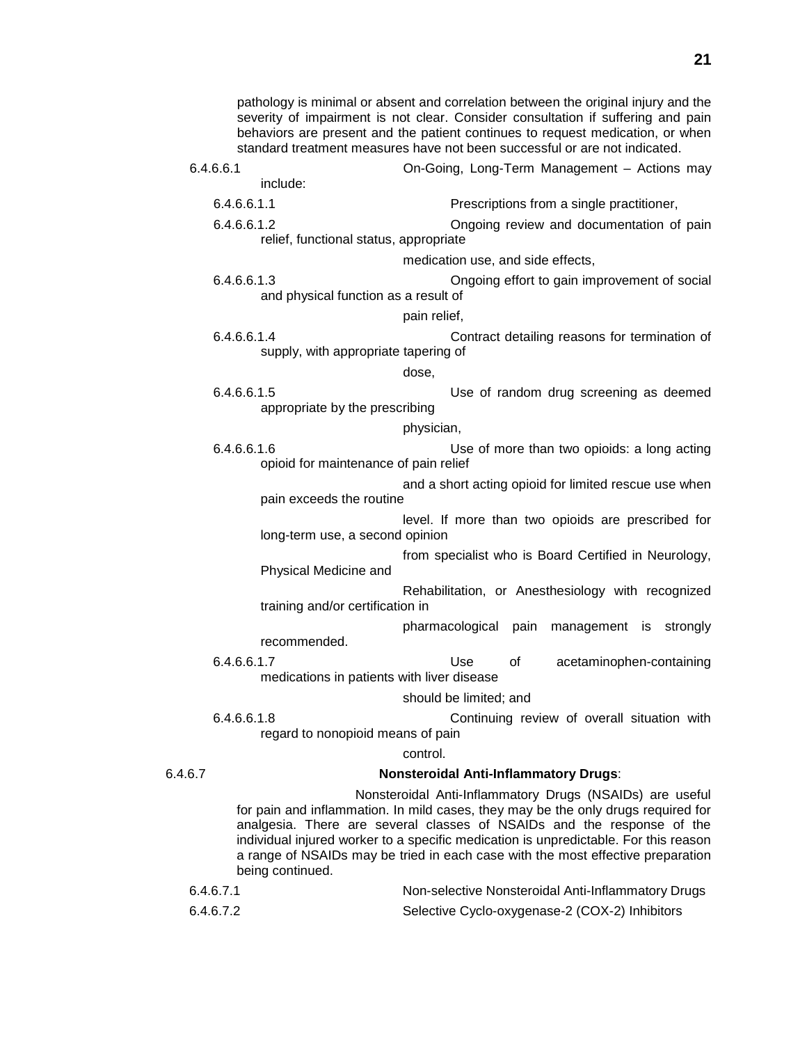pathology is minimal or absent and correlation between the original injury and the severity of impairment is not clear. Consider consultation if suffering and pain behaviors are present and the patient continues to request medication, or when standard treatment measures have not been successful or are not indicated.

6.4.6.6.1 On-Going, Long-Term Management – Actions may include:

6.4.6.6.1.1 Prescriptions from a single practitioner,

6.4.6.6.1.2 Ongoing review and documentation of pain relief, functional status, appropriate medication use, and side effects,

6.4.6.6.1.3 Ongoing effort to gain improvement of social and physical function as a result of pain relief,

6.4.6.6.1.4 Contract detailing reasons for termination of supply, with appropriate tapering of dose,

6.4.6.6.1.5 Use of random drug screening as deemed appropriate by the prescribing physician,

6.4.6.6.1.6 Use of more than two opioids: a long acting opioid for maintenance of pain relief and a short acting opioid for limited rescue use when pain exceeds the routine level. If more than two opioids are prescribed for long-term use, a second opinion from specialist who is Board Certified in Neurology, Physical Medicine and Rehabilitation, or Anesthesiology with recognized training and/or certification in pharmacological pain management is strongly recommended.

6.4.6.6.1.7 Use of acetaminophen-containing medications in patients with liver disease should be limited; and

6.4.6.6.1.8 Continuing review of overall situation with regard to nonopioid means of pain control.

6.4.6.7 **Nonsteroidal Anti-Inflammatory Drugs**:

Nonsteroidal Anti-Inflammatory Drugs (NSAIDs) are useful for pain and inflammation. In mild cases, they may be the only drugs required for analgesia. There are several classes of NSAIDs and the response of the individual injured worker to a specific medication is unpredictable. For this reason a range of NSAIDs may be tried in each case with the most effective preparation being continued.

6.4.6.7.1 Non-selective Nonsteroidal Anti-Inflammatory Drugs

6.4.6.7.2 Selective Cyclo-oxygenase-2 (COX-2) Inhibitors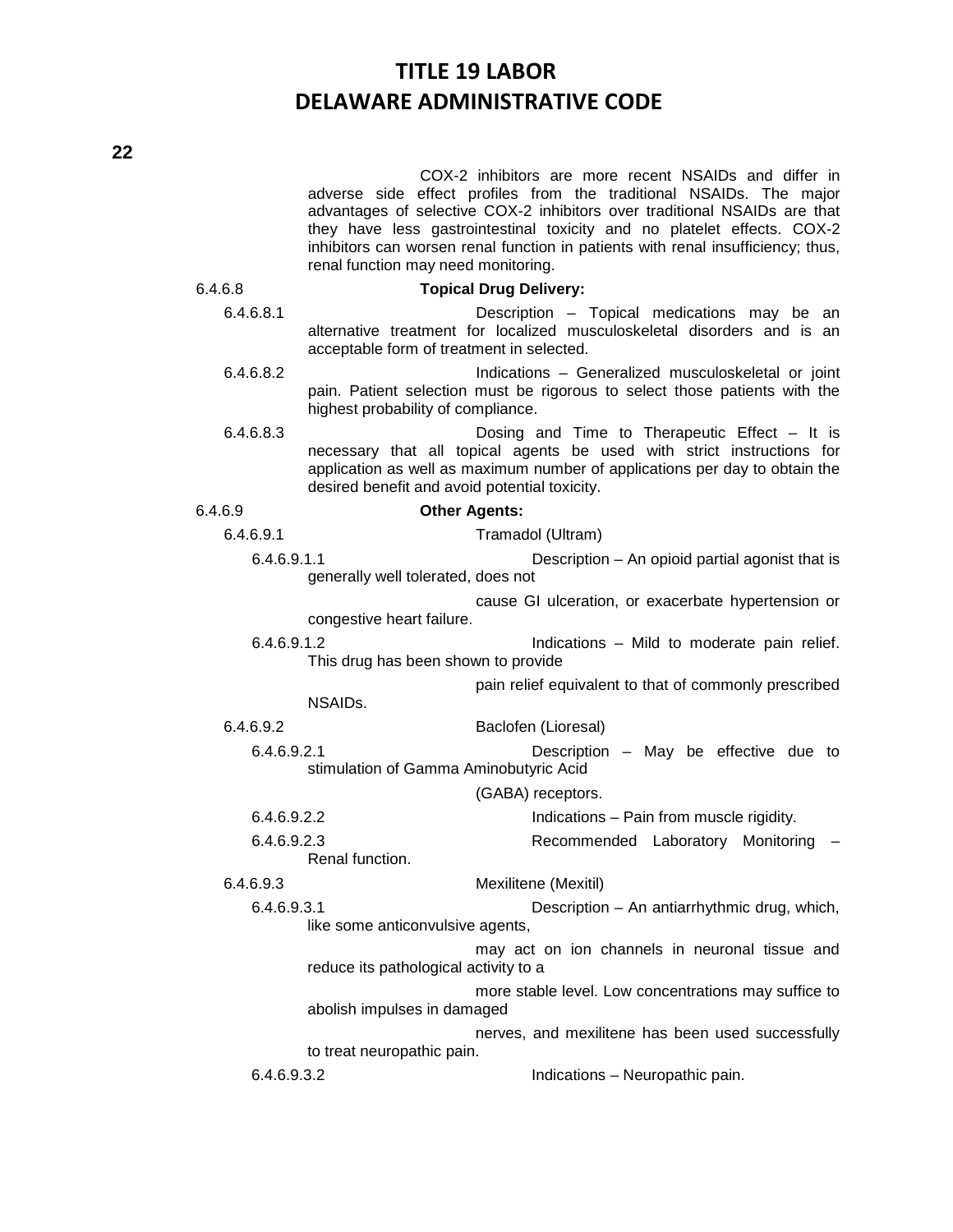COX-2 inhibitors are more recent NSAIDs and differ in adverse side effect profiles from the traditional NSAIDs. The major advantages of selective COX-2 inhibitors over traditional NSAIDs are that they have less gastrointestinal toxicity and no platelet effects. COX-2 inhibitors can worsen renal function in patients with renal insufficiency; thus, renal function may need monitoring.

6.4.6.8 **Topical Drug Delivery:**

6.4.6.8.1 Description – Topical medications may be an alternative treatment for localized musculoskeletal disorders and is an acceptable form of treatment in selected.

6.4.6.8.2 Indications – Generalized musculoskeletal or joint pain. Patient selection must be rigorous to select those patients with the highest probability of compliance.

6.4.6.8.3 Dosing and Time to Therapeutic Effect – It is necessary that all topical agents be used with strict instructions for application as well as maximum number of applications per day to obtain the desired benefit and avoid potential toxicity.

6.4.6.9 **Other Agents:**

6.4.6.9.1 Tramadol (Ultram)

6.4.6.9.1.1 Description – An opioid partial agonist that is generally well tolerated, does not cause GI ulceration, or exacerbate hypertension or congestive heart failure.

6.4.6.9.1.2 Indications – Mild to moderate pain relief. This drug has been shown to provide pain relief equivalent to that of commonly prescribed NSAIDs.

6.4.6.9.2 Baclofen (Lioresal)

6.4.6.9.2.1 Description – May be effective due to stimulation of Gamma Aminobutyric Acid (GABA) receptors.

6.4.6.9.2.2 Indications – Pain from muscle rigidity.

6.4.6.9.2.3 Recommended Laboratory Monitoring – Renal function.

6.4.6.9.3 Mexilitene (Mexitil)

6.4.6.9.3.1 Description – An antiarrhythmic drug, which, like some anticonvulsive agents, may act on ion channels in neuronal tissue and reduce its pathological activity to a more stable level. Low concentrations may suffice to abolish impulses in damaged nerves, and mexilitene has been used successfully to treat neuropathic pain.

6.4.6.9.3.2 Indications – Neuropathic pain.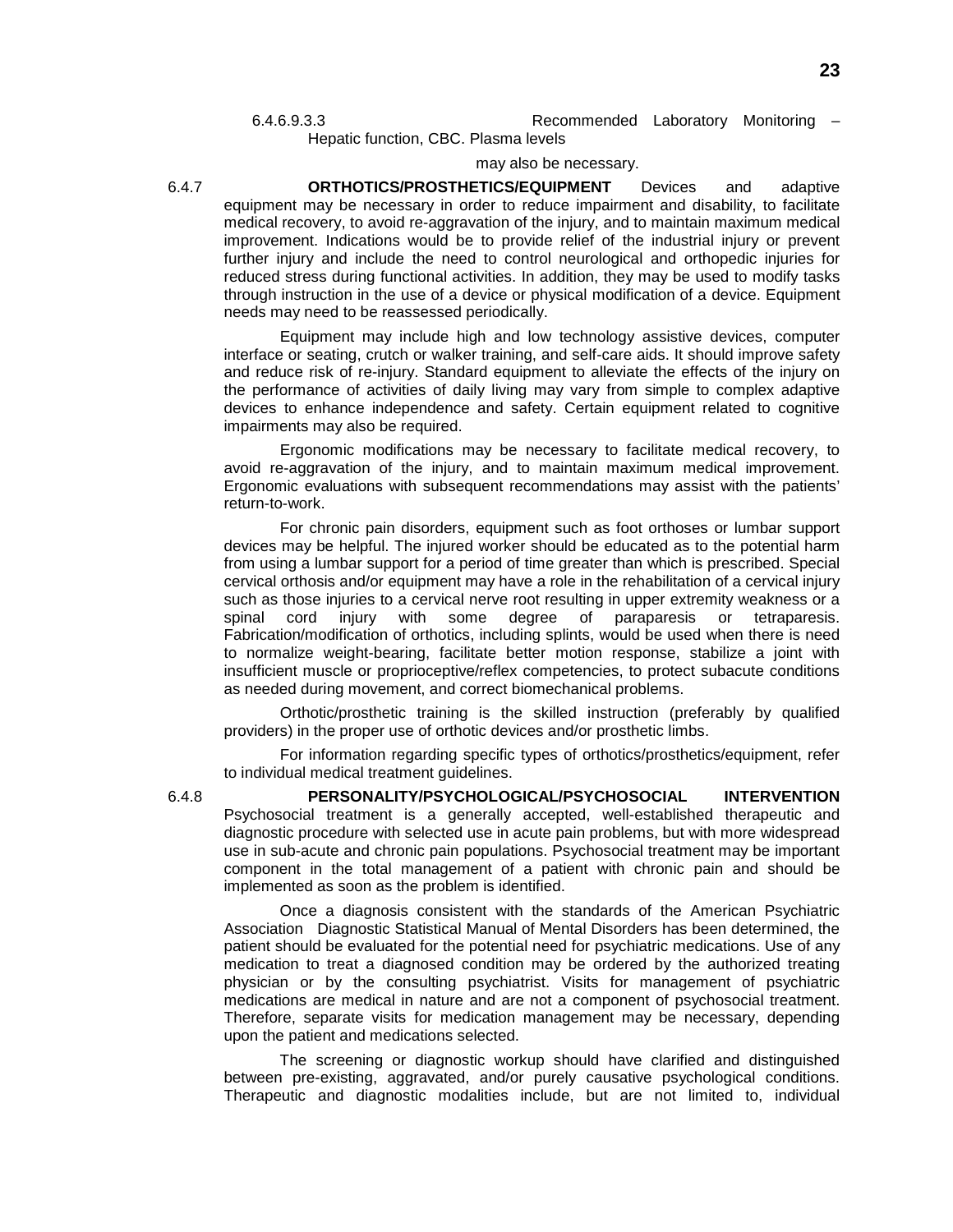6.4.6.9.3.3 Recommended Laboratory Monitoring – Hepatic function, CBC. Plasma levels may also be necessary.

6.4.7 **ORTHOTICS/PROSTHETICS/EQUIPMENT** Devices and adaptive equipment may be necessary in order to reduce impairment and disability, to facilitate medical recovery, to avoid re-aggravation of the injury, and to maintain maximum medical improvement. Indications would be to provide relief of the industrial injury or prevent further injury and include the need to control neurological and orthopedic injuries for reduced stress during functional activities. In addition, they may be used to modify tasks through instruction in the use of a device or physical modification of a device. Equipment needs may need to be reassessed periodically.

Equipment may include high and low technology assistive devices, computer interface or seating, crutch or walker training, and self-care aids. It should improve safety and reduce risk of re-injury. Standard equipment to alleviate the effects of the injury on the performance of activities of daily living may vary from simple to complex adaptive devices to enhance independence and safety. Certain equipment related to cognitive impairments may also be required.

Ergonomic modifications may be necessary to facilitate medical recovery, to avoid re-aggravation of the injury, and to maintain maximum medical improvement. Ergonomic evaluations with subsequent recommendations may assist with the patients' return-to-work.

For chronic pain disorders, equipment such as foot orthoses or lumbar support devices may be helpful. The injured worker should be educated as to the potential harm from using a lumbar support for a period of time greater than which is prescribed. Special cervical orthosis and/or equipment may have a role in the rehabilitation of a cervical injury such as those injuries to a cervical nerve root resulting in upper extremity weakness or a spinal cord injury with some degree of paraparesis or tetraparesis. Fabrication/modification of orthotics, including splints, would be used when there is need to normalize weight-bearing, facilitate better motion response, stabilize a joint with insufficient muscle or proprioceptive/reflex competencies, to protect subacute conditions as needed during movement, and correct biomechanical problems.

Orthotic/prosthetic training is the skilled instruction (preferably by qualified providers) in the proper use of orthotic devices and/or prosthetic limbs.

For information regarding specific types of orthotics/prosthetics/equipment, refer to individual medical treatment guidelines.

6.4.8 **PERSONALITY/PSYCHOLOGICAL/PSYCHOSOCIAL INTERVENTION** Psychosocial treatment is a generally accepted, well-established therapeutic and diagnostic procedure with selected use in acute pain problems, but with more widespread use in sub-acute and chronic pain populations. Psychosocial treatment may be important component in the total management of a patient with chronic pain and should be implemented as soon as the problem is identified.

Once a diagnosis consistent with the standards of the American Psychiatric Association Diagnostic Statistical Manual of Mental Disorders has been determined, the patient should be evaluated for the potential need for psychiatric medications. Use of any medication to treat a diagnosed condition may be ordered by the authorized treating physician or by the consulting psychiatrist. Visits for management of psychiatric medications are medical in nature and are not a component of psychosocial treatment. Therefore, separate visits for medication management may be necessary, depending upon the patient and medications selected.

The screening or diagnostic workup should have clarified and distinguished between pre-existing, aggravated, and/or purely causative psychological conditions. Therapeutic and diagnostic modalities include, but are not limited to, individual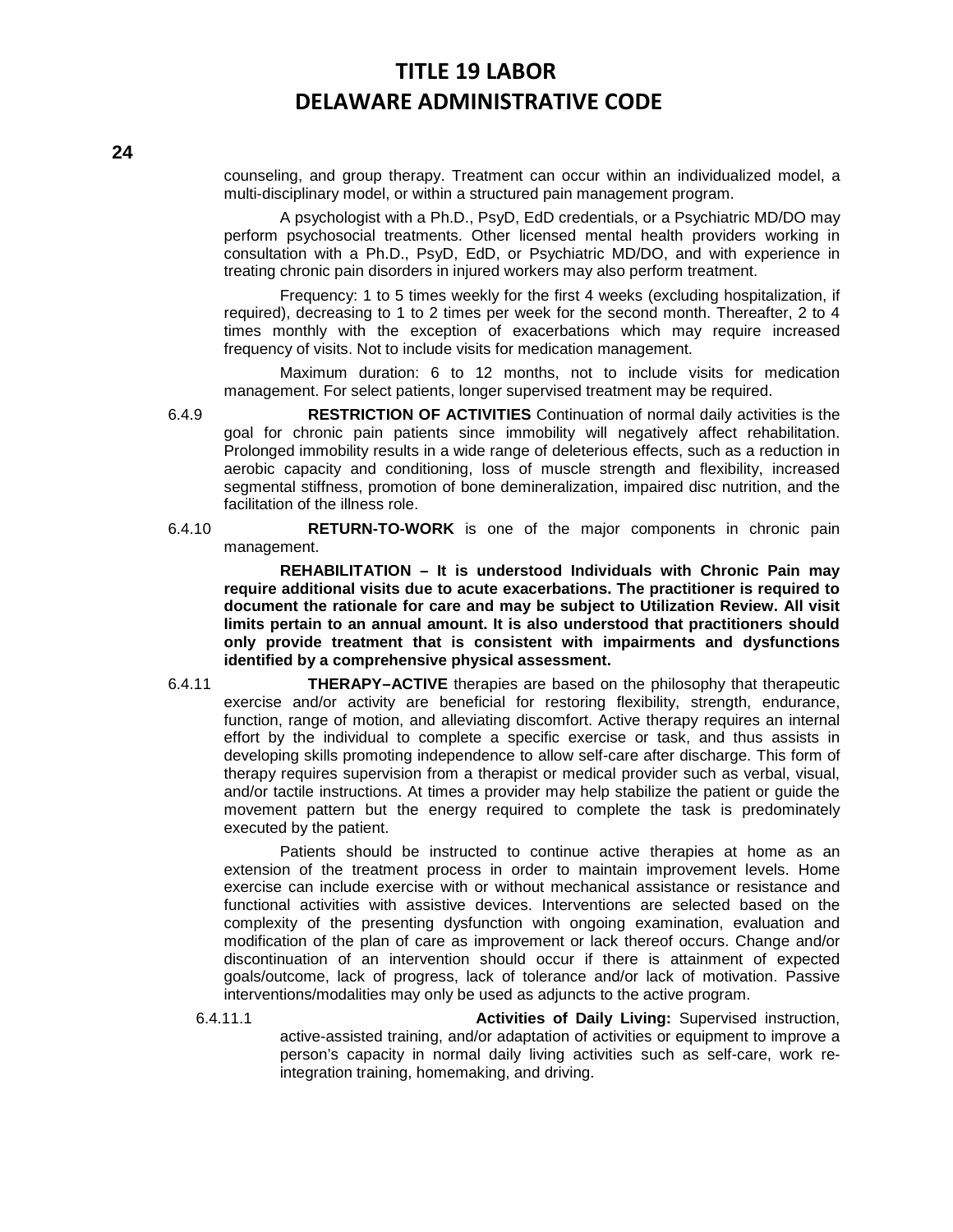counseling, and group therapy. Treatment can occur within an individualized model, a multi-disciplinary model, or within a structured pain management program.

A psychologist with a Ph.D., PsyD, EdD credentials, or a Psychiatric MD/DO may perform psychosocial treatments. Other licensed mental health providers working in consultation with a Ph.D., PsyD, EdD, or Psychiatric MD/DO, and with experience in treating chronic pain disorders in injured workers may also perform treatment.

Frequency: 1 to 5 times weekly for the first 4 weeks (excluding hospitalization, if required), decreasing to 1 to 2 times per week for the second month. Thereafter, 2 to 4 times monthly with the exception of exacerbations which may require increased frequency of visits. Not to include visits for medication management.

Maximum duration: 6 to 12 months, not to include visits for medication management. For select patients, longer supervised treatment may be required.

6.4.9 **RESTRICTION OF ACTIVITIES** Continuation of normal daily activities is the goal for chronic pain patients since immobility will negatively affect rehabilitation. Prolonged immobility results in a wide range of deleterious effects, such as a reduction in aerobic capacity and conditioning, loss of muscle strength and flexibility, increased segmental stiffness, promotion of bone demineralization, impaired disc nutrition, and the facilitation of the illness role.

6.4.10 **RETURN-TO-WORK** is one of the major components in chronic pain management.

**REHABILITATION – It is understood Individuals with Chronic Pain may require additional visits due to acute exacerbations. The practitioner is required to document the rationale for care and may be subject to Utilization Review. All visit limits pertain to an annual amount. It is also understood that practitioners should only provide treatment that is consistent with impairments and dysfunctions identified by a comprehensive physical assessment.**

6.4.11 **THERAPY–ACTIVE** therapies are based on the philosophy that therapeutic exercise and/or activity are beneficial for restoring flexibility, strength, endurance, function, range of motion, and alleviating discomfort. Active therapy requires an internal effort by the individual to complete a specific exercise or task, and thus assists in developing skills promoting independence to allow self-care after discharge. This form of therapy requires supervision from a therapist or medical provider such as verbal, visual, and/or tactile instructions. At times a provider may help stabilize the patient or guide the movement pattern but the energy required to complete the task is predominately executed by the patient.

Patients should be instructed to continue active therapies at home as an extension of the treatment process in order to maintain improvement levels. Home exercise can include exercise with or without mechanical assistance or resistance and functional activities with assistive devices. Interventions are selected based on the complexity of the presenting dysfunction with ongoing examination, evaluation and modification of the plan of care as improvement or lack thereof occurs. Change and/or discontinuation of an intervention should occur if there is attainment of expected goals/outcome, lack of progress, lack of tolerance and/or lack of motivation. Passive interventions/modalities may only be used as adjuncts to the active program.

6.4.11.1 **Activities of Daily Living:** Supervised instruction, active-assisted training, and/or adaptation of activities or equipment to improve a person's capacity in normal daily living activities such as self-care, work re-integration training, homemaking, and driving.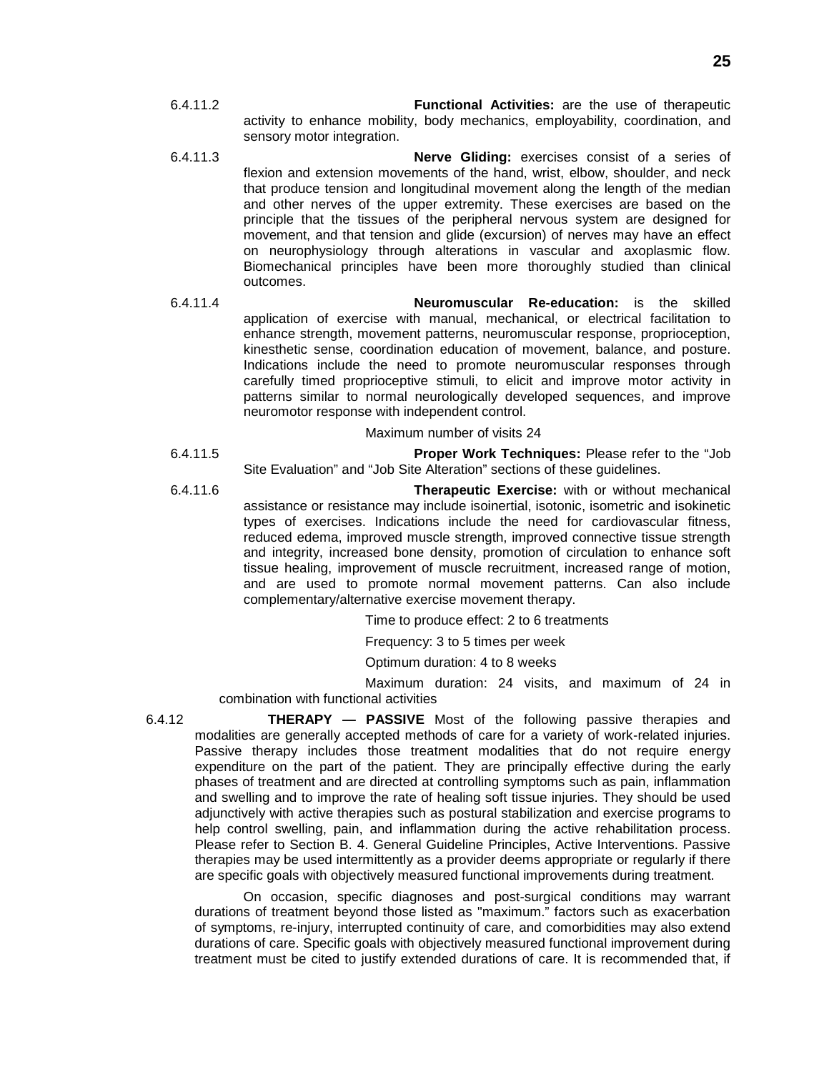6.4.11.2 **Functional Activities:** are the use of therapeutic activity to enhance mobility, body mechanics, employability, coordination, and sensory motor integration.

6.4.11.3 **Nerve Gliding:** exercises consist of a series of flexion and extension movements of the hand, wrist, elbow, shoulder, and neck that produce tension and longitudinal movement along the length of the median and other nerves of the upper extremity. These exercises are based on the principle that the tissues of the peripheral nervous system are designed for movement, and that tension and glide (excursion) of nerves may have an effect on neurophysiology through alterations in vascular and axoplasmic flow. Biomechanical principles have been more thoroughly studied than clinical outcomes.

6.4.11.4 **Neuromuscular Re-education:** is the skilled application of exercise with manual, mechanical, or electrical facilitation to enhance strength, movement patterns, neuromuscular response, proprioception, kinesthetic sense, coordination education of movement, balance, and posture. Indications include the need to promote neuromuscular responses through carefully timed proprioceptive stimuli, to elicit and improve motor activity in patterns similar to normal neurologically developed sequences, and improve neuromotor response with independent control.

Maximum number of visits 24

6.4.11.5 **Proper Work Techniques:** Please refer to the "Job Site Evaluation" and "Job Site Alteration" sections of these guidelines.

6.4.11.6 **Therapeutic Exercise:** with or without mechanical assistance or resistance may include isoinertial, isotonic, isometric and isokinetic types of exercises. Indications include the need for cardiovascular fitness, reduced edema, improved muscle strength, improved connective tissue strength and integrity, increased bone density, promotion of circulation to enhance soft tissue healing, improvement of muscle recruitment, increased range of motion, and are used to promote normal movement patterns. Can also include complementary/alternative exercise movement therapy.

Time to produce effect: 2 to 6 treatments

Frequency: 3 to 5 times per week

Optimum duration: 4 to 8 weeks

Maximum duration: 24 visits, and maximum of 24 in combination with functional activities

6.4.12 **THERAPY — PASSIVE** Most of the following passive therapies and modalities are generally accepted methods of care for a variety of work-related injuries. Passive therapy includes those treatment modalities that do not require energy expenditure on the part of the patient. They are principally effective during the early phases of treatment and are directed at controlling symptoms such as pain, inflammation and swelling and to improve the rate of healing soft tissue injuries. They should be used adjunctively with active therapies such as postural stabilization and exercise programs to help control swelling, pain, and inflammation during the active rehabilitation process. Please refer to Section B. 4. General Guideline Principles, Active Interventions. Passive therapies may be used intermittently as a provider deems appropriate or regularly if there are specific goals with objectively measured functional improvements during treatment.

On occasion, specific diagnoses and post-surgical conditions may warrant durations of treatment beyond those listed as "maximum." factors such as exacerbation of symptoms, re-injury, interrupted continuity of care, and comorbidities may also extend durations of care. Specific goals with objectively measured functional improvement during treatment must be cited to justify extended durations of care. It is recommended that, if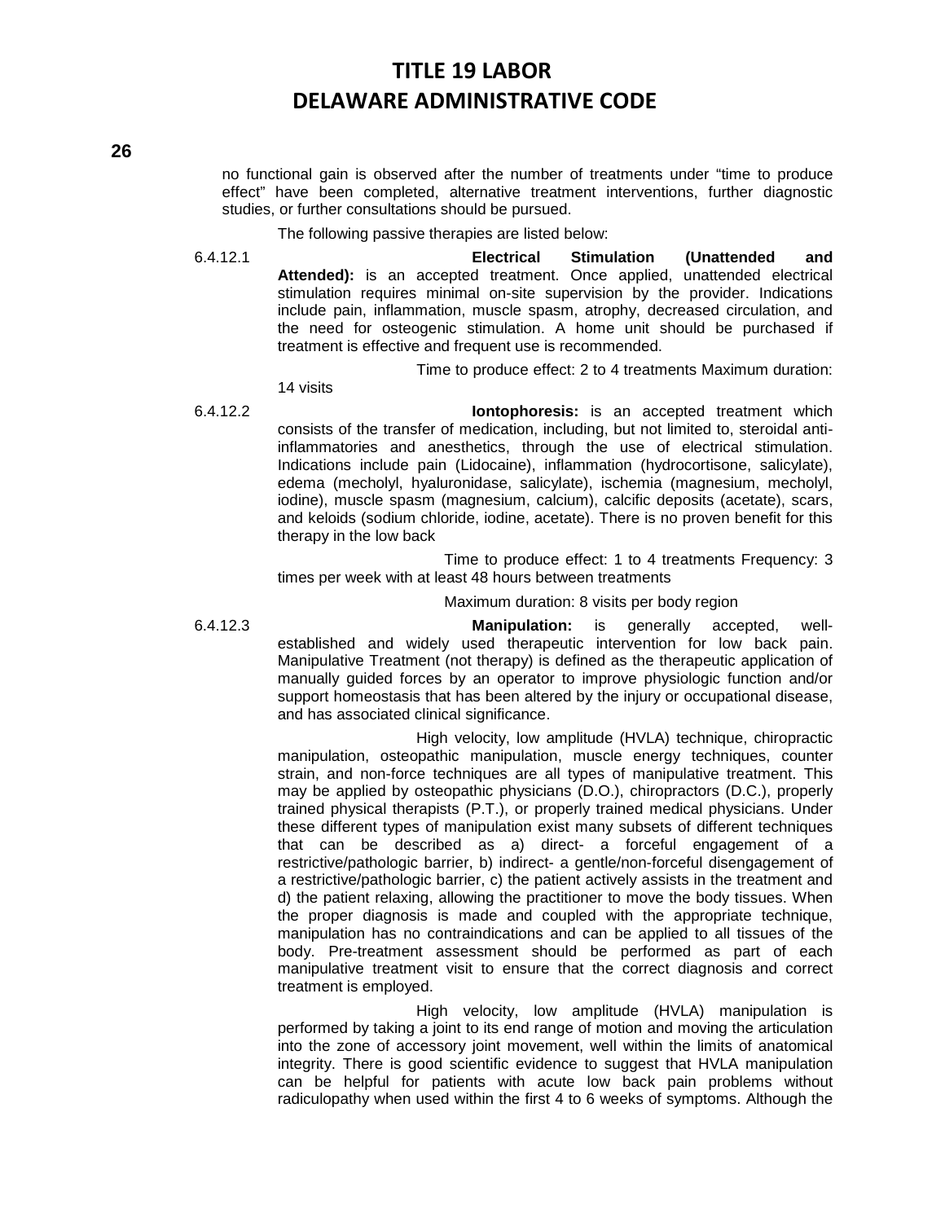no functional gain is observed after the number of treatments under "time to produce effect" have been completed, alternative treatment interventions, further diagnostic studies, or further consultations should be pursued.

The following passive therapies are listed below:

6.4.12.1 **Electrical Stimulation (Unattended and Attended):** is an accepted treatment. Once applied, unattended electrical stimulation requires minimal on-site supervision by the provider. Indications include pain, inflammation, muscle spasm, atrophy, decreased circulation, and the need for osteogenic stimulation. A home unit should be purchased if treatment is effective and frequent use is recommended.

Time to produce effect: 2 to 4 treatments Maximum duration: 14 visits

6.4.12.2 **Iontophoresis:** is an accepted treatment which consists of the transfer of medication, including, but not limited to, steroidal anti-inflammatories and anesthetics, through the use of electrical stimulation. Indications include pain (Lidocaine), inflammation (hydrocortisone, salicylate), edema (mecholyl, hyaluronidase, salicylate), ischemia (magnesium, mecholyl, iodine), muscle spasm (magnesium, calcium), calcific deposits (acetate), scars, and keloids (sodium chloride, iodine, acetate). There is no proven benefit for this therapy in the low back

Time to produce effect: 1 to 4 treatments Frequency: 3 times per week with at least 48 hours between treatments

Maximum duration: 8 visits per body region

6.4.12.3 **Manipulation:** is generally accepted, well-established and widely used therapeutic intervention for low back pain. Manipulative Treatment (not therapy) is defined as the therapeutic application of manually guided forces by an operator to improve physiologic function and/or support homeostasis that has been altered by the injury or occupational disease, and has associated clinical significance.

High velocity, low amplitude (HVLA) technique, chiropractic manipulation, osteopathic manipulation, muscle energy techniques, counter strain, and non-force techniques are all types of manipulative treatment. This may be applied by osteopathic physicians (D.O.), chiropractors (D.C.), properly trained physical therapists (P.T.), or properly trained medical physicians. Under these different types of manipulation exist many subsets of different techniques that can be described as a) direct- a forceful engagement of a restrictive/pathologic barrier, b) indirect- a gentle/non-forceful disengagement of a restrictive/pathologic barrier, c) the patient actively assists in the treatment and d) the patient relaxing, allowing the practitioner to move the body tissues. When the proper diagnosis is made and coupled with the appropriate technique, manipulation has no contraindications and can be applied to all tissues of the body. Pre-treatment assessment should be performed as part of each manipulative treatment visit to ensure that the correct diagnosis and correct treatment is employed.

High velocity, low amplitude (HVLA) manipulation is performed by taking a joint to its end range of motion and moving the articulation into the zone of accessory joint movement, well within the limits of anatomical integrity. There is good scientific evidence to suggest that HVLA manipulation can be helpful for patients with acute low back pain problems without radiculopathy when used within the first 4 to 6 weeks of symptoms. Although the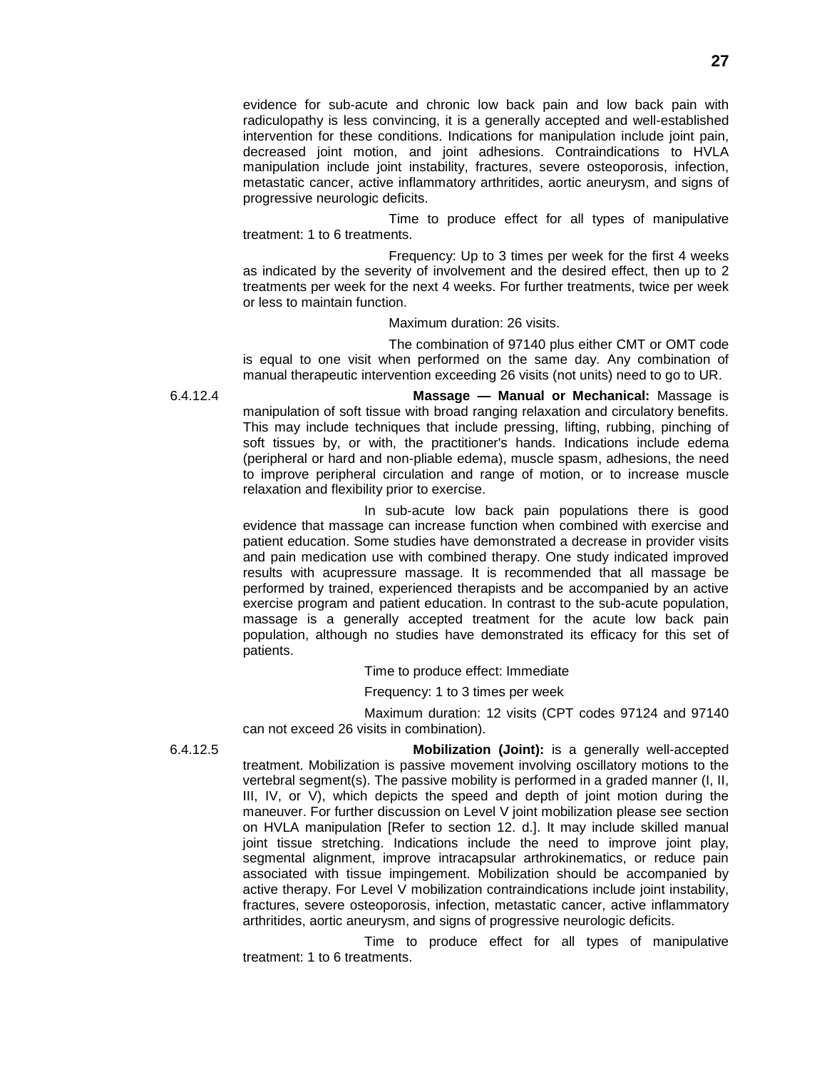evidence for sub-acute and chronic low back pain and low back pain with radiculopathy is less convincing, it is a generally accepted and well-established intervention for these conditions. Indications for manipulation include joint pain, decreased joint motion, and joint adhesions. Contraindications to HVLA manipulation include joint instability, fractures, severe osteoporosis, infection, metastatic cancer, active inflammatory arthritides, aortic aneurysm, and signs of progressive neurologic deficits.

Time to produce effect for all types of manipulative treatment: 1 to 6 treatments.

Frequency: Up to 3 times per week for the first 4 weeks as indicated by the severity of involvement and the desired effect, then up to 2 treatments per week for the next 4 weeks. For further treatments, twice per week or less to maintain function.

Maximum duration: 26 visits.

The combination of 97140 plus either CMT or OMT code is equal to one visit when performed on the same day. Any combination of manual therapeutic intervention exceeding 26 visits (not units) need to go to UR.

6.4.12.4 **Massage — Manual or Mechanical:** Massage is manipulation of soft tissue with broad ranging relaxation and circulatory benefits. This may include techniques that include pressing, lifting, rubbing, pinching of soft tissues by, or with, the practitioner's hands. Indications include edema (peripheral or hard and non-pliable edema), muscle spasm, adhesions, the need to improve peripheral circulation and range of motion, or to increase muscle relaxation and flexibility prior to exercise.

In sub-acute low back pain populations there is good evidence that massage can increase function when combined with exercise and patient education. Some studies have demonstrated a decrease in provider visits and pain medication use with combined therapy. One study indicated improved results with acupressure massage. It is recommended that all massage be performed by trained, experienced therapists and be accompanied by an active exercise program and patient education. In contrast to the sub-acute population, massage is a generally accepted treatment for the acute low back pain population, although no studies have demonstrated its efficacy for this set of patients.

Time to produce effect: Immediate

Frequency: 1 to 3 times per week

Maximum duration: 12 visits (CPT codes 97124 and 97140 can not exceed 26 visits in combination).

6.4.12.5 **Mobilization (Joint):** is a generally well-accepted treatment. Mobilization is passive movement involving oscillatory motions to the vertebral segment(s). The passive mobility is performed in a graded manner (I, II, III, IV, or V), which depicts the speed and depth of joint motion during the maneuver. For further discussion on Level V joint mobilization please see section on HVLA manipulation [Refer to section 12. d.]. It may include skilled manual joint tissue stretching. Indications include the need to improve joint play, segmental alignment, improve intracapsular arthrokinematics, or reduce pain associated with tissue impingement. Mobilization should be accompanied by active therapy. For Level V mobilization contraindications include joint instability, fractures, severe osteoporosis, infection, metastatic cancer, active inflammatory arthritides, aortic aneurysm, and signs of progressive neurologic deficits.

Time to produce effect for all types of manipulative treatment: 1 to 6 treatments.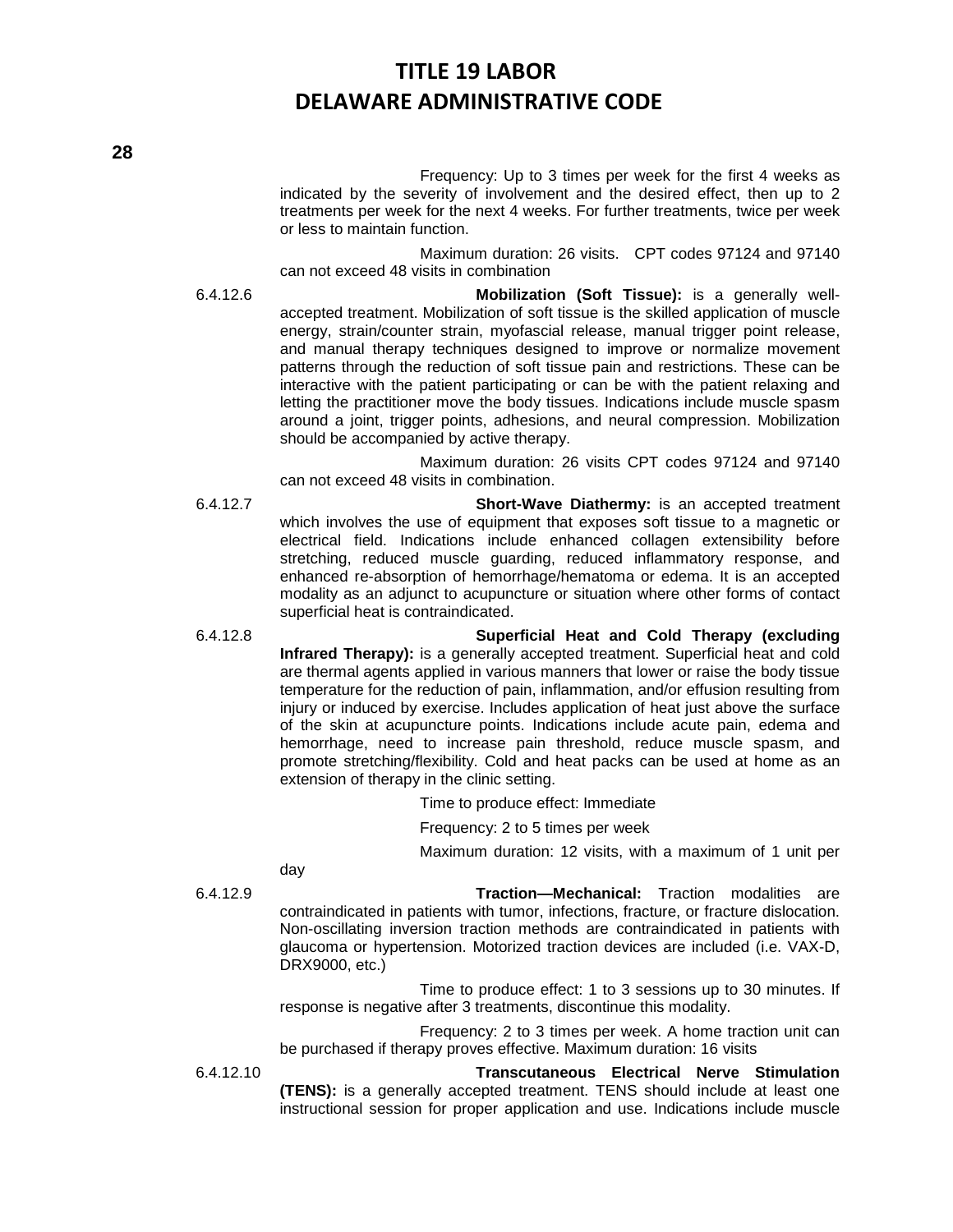Frequency: Up to 3 times per week for the first 4 weeks as indicated by the severity of involvement and the desired effect, then up to 2 treatments per week for the next 4 weeks. For further treatments, twice per week or less to maintain function.

Maximum duration: 26 visits. CPT codes 97124 and 97140 can not exceed 48 visits in combination

6.4.12.6 **Mobilization (Soft Tissue):** is a generally well-accepted treatment. Mobilization of soft tissue is the skilled application of muscle energy, strain/counter strain, myofascial release, manual trigger point release, and manual therapy techniques designed to improve or normalize movement patterns through the reduction of soft tissue pain and restrictions. These can be interactive with the patient participating or can be with the patient relaxing and letting the practitioner move the body tissues. Indications include muscle spasm around a joint, trigger points, adhesions, and neural compression. Mobilization should be accompanied by active therapy.

Maximum duration: 26 visits CPT codes 97124 and 97140 can not exceed 48 visits in combination.

6.4.12.7 **Short-Wave Diathermy:** is an accepted treatment which involves the use of equipment that exposes soft tissue to a magnetic or electrical field. Indications include enhanced collagen extensibility before stretching, reduced muscle guarding, reduced inflammatory response, and enhanced re-absorption of hemorrhage/hematoma or edema. It is an accepted modality as an adjunct to acupuncture or situation where other forms of contact superficial heat is contraindicated.

6.4.12.8 **Superficial Heat and Cold Therapy (excluding Infrared Therapy):** is a generally accepted treatment. Superficial heat and cold are thermal agents applied in various manners that lower or raise the body tissue temperature for the reduction of pain, inflammation, and/or effusion resulting from injury or induced by exercise. Includes application of heat just above the surface of the skin at acupuncture points. Indications include acute pain, edema and hemorrhage, need to increase pain threshold, reduce muscle spasm, and promote stretching/flexibility. Cold and heat packs can be used at home as an extension of therapy in the clinic setting.

Time to produce effect: Immediate

Frequency: 2 to 5 times per week

Maximum duration: 12 visits, with a maximum of 1 unit per day

6.4.12.9 **Traction—Mechanical:** Traction modalities are contraindicated in patients with tumor, infections, fracture, or fracture dislocation. Non-oscillating inversion traction methods are contraindicated in patients with glaucoma or hypertension. Motorized traction devices are included (i.e. VAX-D, DRX9000, etc.)

Time to produce effect: 1 to 3 sessions up to 30 minutes. If response is negative after 3 treatments, discontinue this modality.

Frequency: 2 to 3 times per week. A home traction unit can be purchased if therapy proves effective. Maximum duration: 16 visits

6.4.12.10 **Transcutaneous Electrical Nerve Stimulation (TENS):** is a generally accepted treatment. TENS should include at least one instructional session for proper application and use. Indications include muscle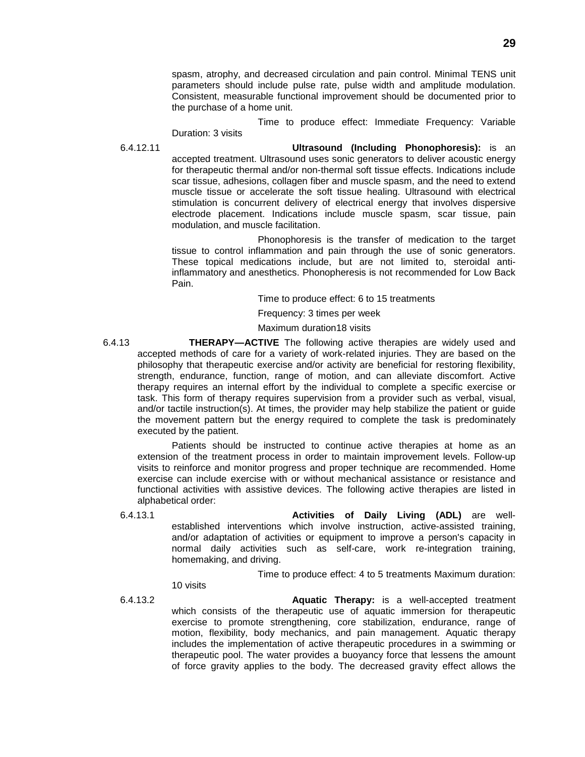spasm, atrophy, and decreased circulation and pain control. Minimal TENS unit parameters should include pulse rate, pulse width and amplitude modulation. Consistent, measurable functional improvement should be documented prior to the purchase of a home unit.

Time to produce effect: Immediate Frequency: Variable Duration: 3 visits

6.4.12.11 **Ultrasound (Including Phonophoresis):** is an accepted treatment. Ultrasound uses sonic generators to deliver acoustic energy for therapeutic thermal and/or non-thermal soft tissue effects. Indications include scar tissue, adhesions, collagen fiber and muscle spasm, and the need to extend muscle tissue or accelerate the soft tissue healing. Ultrasound with electrical stimulation is concurrent delivery of electrical energy that involves dispersive electrode placement. Indications include muscle spasm, scar tissue, pain modulation, and muscle facilitation.

Phonophoresis is the transfer of medication to the target tissue to control inflammation and pain through the use of sonic generators. These topical medications include, but are not limited to, steroidal anti-inflammatory and anesthetics. Phonopheresis is not recommended for Low Back Pain.

Time to produce effect: 6 to 15 treatments

Frequency: 3 times per week

Maximum duration18 visits

6.4.13 **THERAPY—ACTIVE** The following active therapies are widely used and accepted methods of care for a variety of work-related injuries. They are based on the philosophy that therapeutic exercise and/or activity are beneficial for restoring flexibility, strength, endurance, function, range of motion, and can alleviate discomfort. Active therapy requires an internal effort by the individual to complete a specific exercise or task. This form of therapy requires supervision from a provider such as verbal, visual, and/or tactile instruction(s). At times, the provider may help stabilize the patient or guide the movement pattern but the energy required to complete the task is predominately executed by the patient.

Patients should be instructed to continue active therapies at home as an extension of the treatment process in order to maintain improvement levels. Follow-up visits to reinforce and monitor progress and proper technique are recommended. Home exercise can include exercise with or without mechanical assistance or resistance and functional activities with assistive devices. The following active therapies are listed in alphabetical order:

6.4.13.1 **Activities of Daily Living (ADL)** are well-established interventions which involve instruction, active-assisted training, and/or adaptation of activities or equipment to improve a person's capacity in normal daily activities such as self-care, work re-integration training, homemaking, and driving.

Time to produce effect: 4 to 5 treatments Maximum duration: 10 visits

6.4.13.2 **Aquatic Therapy:** is a well-accepted treatment which consists of the therapeutic use of aquatic immersion for therapeutic exercise to promote strengthening, core stabilization, endurance, range of motion, flexibility, body mechanics, and pain management. Aquatic therapy includes the implementation of active therapeutic procedures in a swimming or therapeutic pool. The water provides a buoyancy force that lessens the amount of force gravity applies to the body. The decreased gravity effect allows the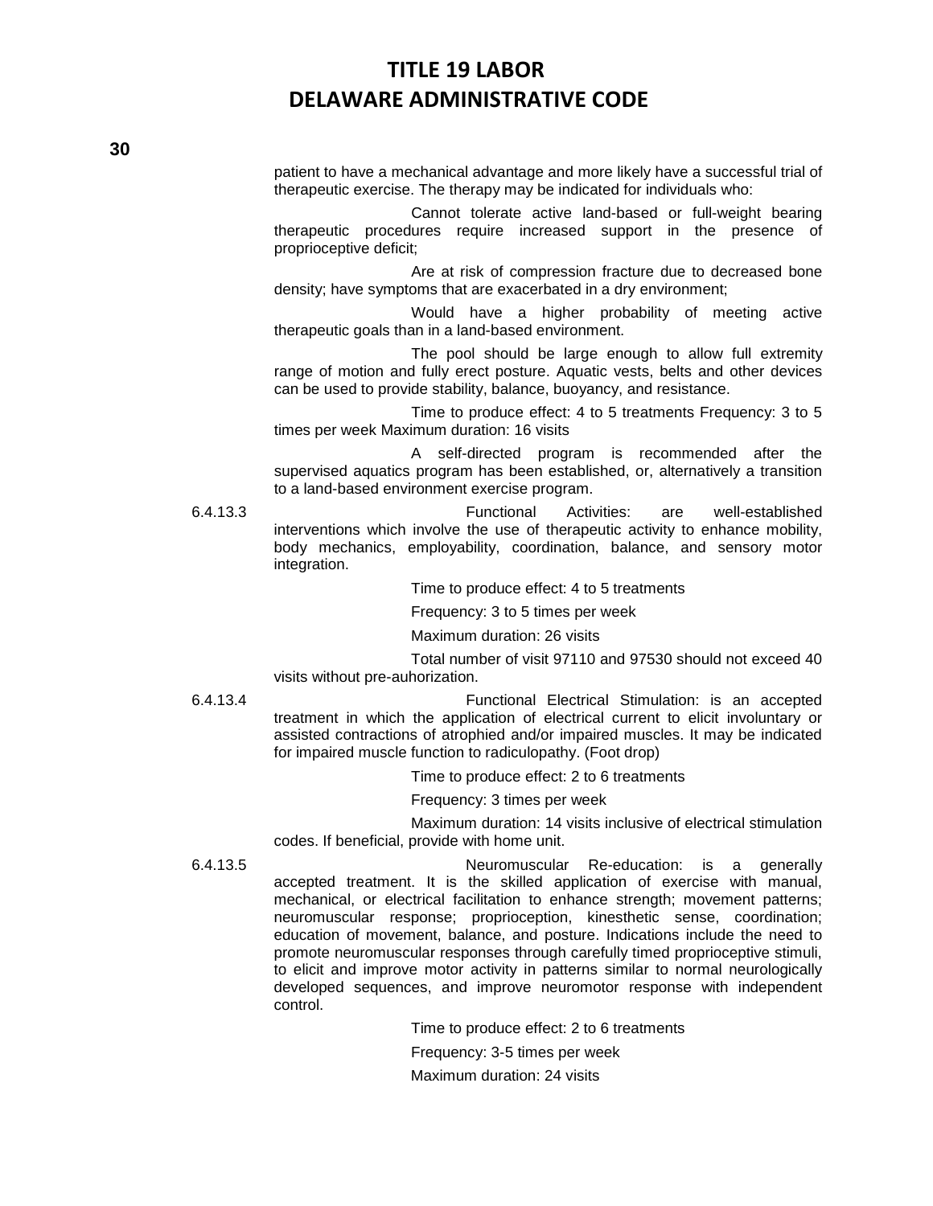patient to have a mechanical advantage and more likely have a successful trial of therapeutic exercise. The therapy may be indicated for individuals who:

Cannot tolerate active land-based or full-weight bearing therapeutic procedures require increased support in the presence of proprioceptive deficit;

Are at risk of compression fracture due to decreased bone density; have symptoms that are exacerbated in a dry environment;

Would have a higher probability of meeting active therapeutic goals than in a land-based environment.

The pool should be large enough to allow full extremity range of motion and fully erect posture. Aquatic vests, belts and other devices can be used to provide stability, balance, buoyancy, and resistance.

Time to produce effect: 4 to 5 treatments Frequency: 3 to 5 times per week Maximum duration: 16 visits

A self-directed program is recommended after the supervised aquatics program has been established, or, alternatively a transition to a land-based environment exercise program.

6.4.13.3 Functional Activities: are well-established interventions which involve the use of therapeutic activity to enhance mobility, body mechanics, employability, coordination, balance, and sensory motor integration.

Time to produce effect: 4 to 5 treatments

Frequency: 3 to 5 times per week

Maximum duration: 26 visits

Total number of visit 97110 and 97530 should not exceed 40 visits without pre-auhorization.

6.4.13.4 Functional Electrical Stimulation: is an accepted treatment in which the application of electrical current to elicit involuntary or assisted contractions of atrophied and/or impaired muscles. It may be indicated for impaired muscle function to radiculopathy. (Foot drop)

Time to produce effect: 2 to 6 treatments

Frequency: 3 times per week

Maximum duration: 14 visits inclusive of electrical stimulation codes. If beneficial, provide with home unit.

6.4.13.5 Neuromuscular Re-education: is a generally accepted treatment. It is the skilled application of exercise with manual, mechanical, or electrical facilitation to enhance strength; movement patterns; neuromuscular response; proprioception, kinesthetic sense, coordination; education of movement, balance, and posture. Indications include the need to promote neuromuscular responses through carefully timed proprioceptive stimuli, to elicit and improve motor activity in patterns similar to normal neurologically developed sequences, and improve neuromotor response with independent control.

Time to produce effect: 2 to 6 treatments

Frequency: 3-5 times per week

Maximum duration: 24 visits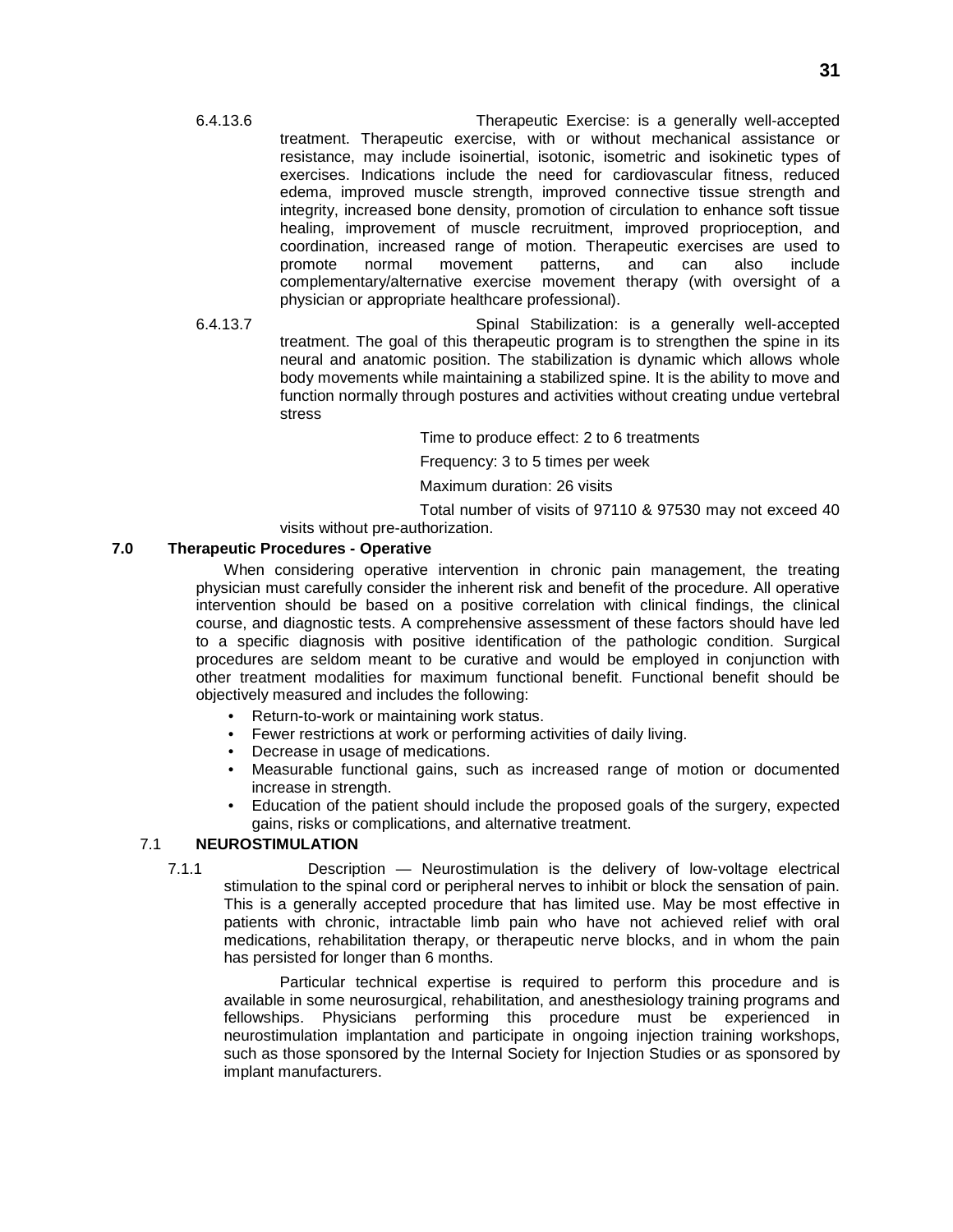6.4.13.6 Therapeutic Exercise: is a generally well-accepted treatment. Therapeutic exercise, with or without mechanical assistance or resistance, may include isoinertial, isotonic, isometric and isokinetic types of exercises. Indications include the need for cardiovascular fitness, reduced edema, improved muscle strength, improved connective tissue strength and integrity, increased bone density, promotion of circulation to enhance soft tissue healing, improvement of muscle recruitment, improved proprioception, and coordination, increased range of motion. Therapeutic exercises are used to promote normal movement patterns, and can also include complementary/alternative exercise movement therapy (with oversight of a physician or appropriate healthcare professional).

6.4.13.7 Spinal Stabilization: is a generally well-accepted treatment. The goal of this therapeutic program is to strengthen the spine in its neural and anatomic position. The stabilization is dynamic which allows whole body movements while maintaining a stabilized spine. It is the ability to move and function normally through postures and activities without creating undue vertebral stress

Time to produce effect: 2 to 6 treatments

Frequency: 3 to 5 times per week

Maximum duration: 26 visits

Total number of visits of 97110 & 97530 may not exceed 40 visits without pre-authorization.

## 7.0 Therapeutic Procedures - Operative

When considering operative intervention in chronic pain management, the treating physician must carefully consider the inherent risk and benefit of the procedure. All operative intervention should be based on a positive correlation with clinical findings, the clinical course, and diagnostic tests. A comprehensive assessment of these factors should have led to a specific diagnosis with positive identification of the pathologic condition. Surgical procedures are seldom meant to be curative and would be employed in conjunction with other treatment modalities for maximum functional benefit. Functional benefit should be objectively measured and includes the following:

- Return-to-work or maintaining work status.
- Fewer restrictions at work or performing activities of daily living.
- Decrease in usage of medications.
- Measurable functional gains, such as increased range of motion or documented increase in strength.
- Education of the patient should include the proposed goals of the surgery, expected gains, risks or complications, and alternative treatment.

### 7.1 NEUROSTIMULATION

7.1.1 Description — Neurostimulation is the delivery of low-voltage electrical stimulation to the spinal cord or peripheral nerves to inhibit or block the sensation of pain. This is a generally accepted procedure that has limited use. May be most effective in patients with chronic, intractable limb pain who have not achieved relief with oral medications, rehabilitation therapy, or therapeutic nerve blocks, and in whom the pain has persisted for longer than 6 months.

Particular technical expertise is required to perform this procedure and is available in some neurosurgical, rehabilitation, and anesthesiology training programs and fellowships. Physicians performing this procedure must be experienced in neurostimulation implantation and participate in ongoing injection training workshops, such as those sponsored by the Internal Society for Injection Studies or as sponsored by implant manufacturers.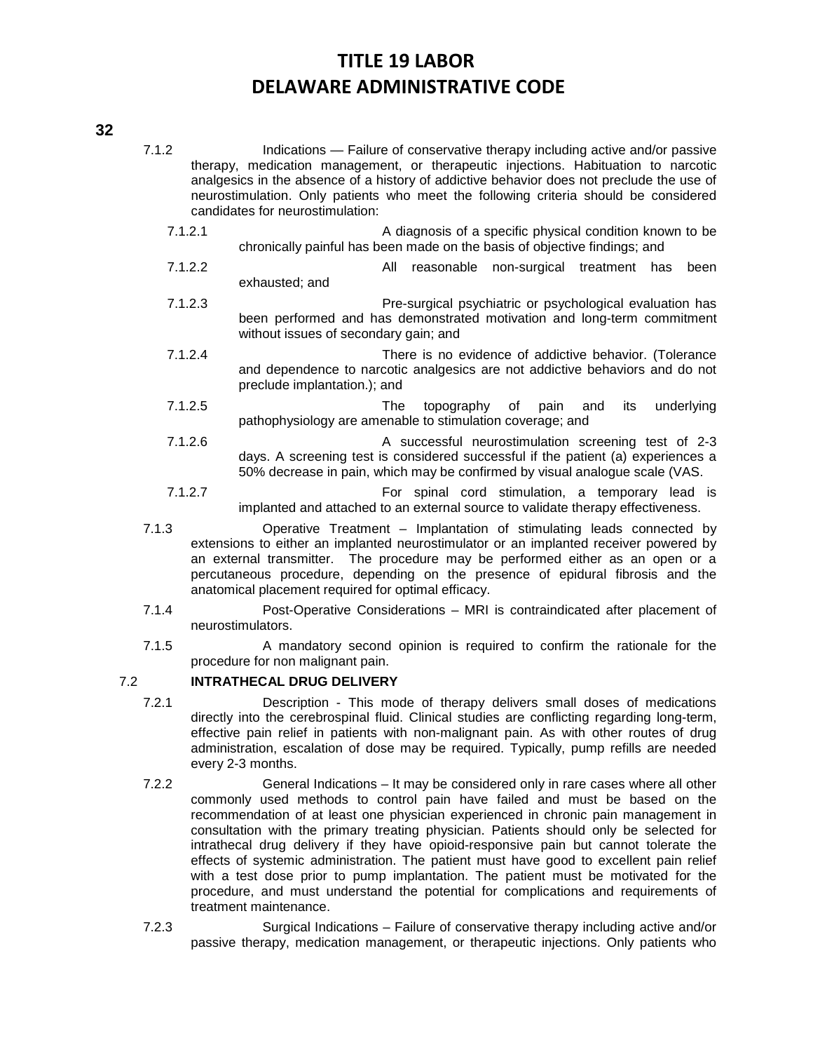7.1.2 Indications — Failure of conservative therapy including active and/or passive therapy, medication management, or therapeutic injections. Habituation to narcotic analgesics in the absence of a history of addictive behavior does not preclude the use of neurostimulation. Only patients who meet the following criteria should be considered candidates for neurostimulation:

7.1.2.1 A diagnosis of a specific physical condition known to be chronically painful has been made on the basis of objective findings; and

7.1.2.2 All reasonable non-surgical treatment has been exhausted; and

7.1.2.3 Pre-surgical psychiatric or psychological evaluation has been performed and has demonstrated motivation and long-term commitment without issues of secondary gain; and

7.1.2.4 There is no evidence of addictive behavior. (Tolerance and dependence to narcotic analgesics are not addictive behaviors and do not preclude implantation.); and

7.1.2.5 The topography of pain and its underlying pathophysiology are amenable to stimulation coverage; and

7.1.2.6 A successful neurostimulation screening test of 2-3 days. A screening test is considered successful if the patient (a) experiences a 50% decrease in pain, which may be confirmed by visual analogue scale (VAS.

7.1.2.7 For spinal cord stimulation, a temporary lead is implanted and attached to an external source to validate therapy effectiveness.

7.1.3 Operative Treatment – Implantation of stimulating leads connected by extensions to either an implanted neurostimulator or an implanted receiver powered by an external transmitter. The procedure may be performed either as an open or a percutaneous procedure, depending on the presence of epidural fibrosis and the anatomical placement required for optimal efficacy.

7.1.4 Post-Operative Considerations – MRI is contraindicated after placement of neurostimulators.

7.1.5 A mandatory second opinion is required to confirm the rationale for the procedure for non malignant pain.

7.2 **INTRATHECAL DRUG DELIVERY**

7.2.1 Description - This mode of therapy delivers small doses of medications directly into the cerebrospinal fluid. Clinical studies are conflicting regarding long-term, effective pain relief in patients with non-malignant pain. As with other routes of drug administration, escalation of dose may be required. Typically, pump refills are needed every 2-3 months.

7.2.2 General Indications – It may be considered only in rare cases where all other commonly used methods to control pain have failed and must be based on the recommendation of at least one physician experienced in chronic pain management in consultation with the primary treating physician. Patients should only be selected for intrathecal drug delivery if they have opioid-responsive pain but cannot tolerate the effects of systemic administration. The patient must have good to excellent pain relief with a test dose prior to pump implantation. The patient must be motivated for the procedure, and must understand the potential for complications and requirements of treatment maintenance.

7.2.3 Surgical Indications – Failure of conservative therapy including active and/or passive therapy, medication management, or therapeutic injections. Only patients who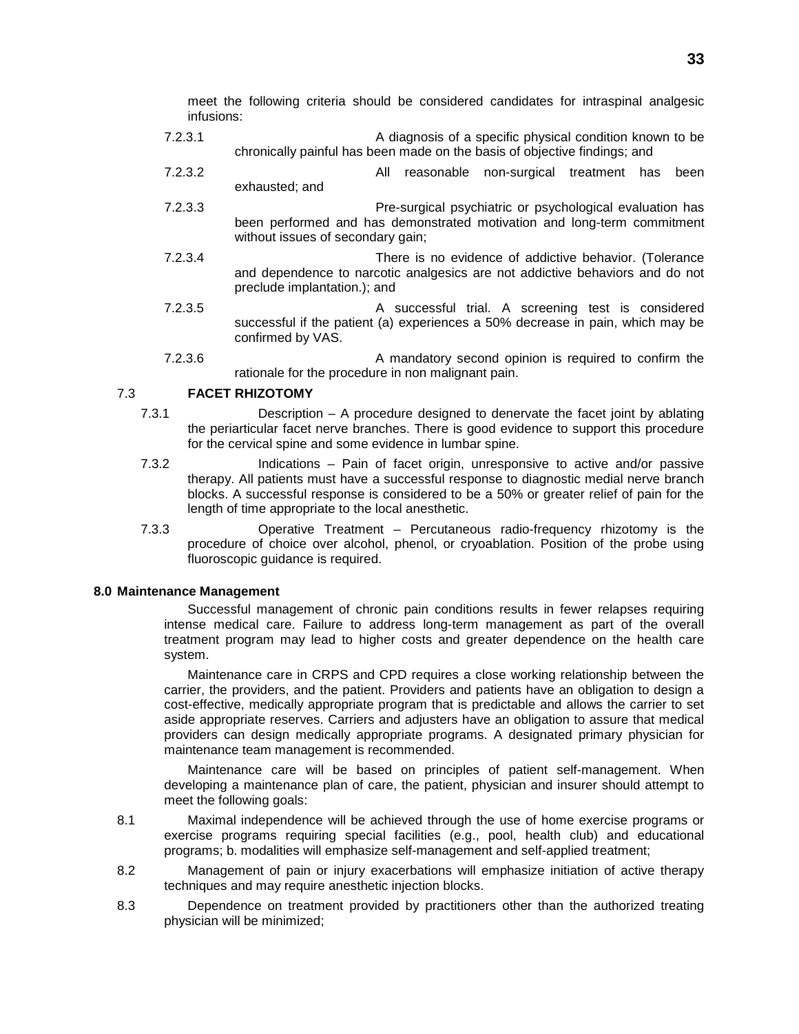meet the following criteria should be considered candidates for intraspinal analgesic infusions:

7.2.3.1 A diagnosis of a specific physical condition known to be chronically painful has been made on the basis of objective findings; and

7.2.3.2 All reasonable non-surgical treatment has been exhausted; and

7.2.3.3 Pre-surgical psychiatric or psychological evaluation has been performed and has demonstrated motivation and long-term commitment without issues of secondary gain;

7.2.3.4 There is no evidence of addictive behavior. (Tolerance and dependence to narcotic analgesics are not addictive behaviors and do not preclude implantation.); and

7.2.3.5 A successful trial. A screening test is considered successful if the patient (a) experiences a 50% decrease in pain, which may be confirmed by VAS.

7.2.3.6 A mandatory second opinion is required to confirm the rationale for the procedure in non malignant pain.

### 7.3 FACET RHIZOTOMY

7.3.1 Description – A procedure designed to denervate the facet joint by ablating the periarticular facet nerve branches. There is good evidence to support this procedure for the cervical spine and some evidence in lumbar spine.

7.3.2 Indications – Pain of facet origin, unresponsive to active and/or passive therapy. All patients must have a successful response to diagnostic medial nerve branch blocks. A successful response is considered to be a 50% or greater relief of pain for the length of time appropriate to the local anesthetic.

7.3.3 Operative Treatment – Percutaneous radio-frequency rhizotomy is the procedure of choice over alcohol, phenol, or cryoablation. Position of the probe using fluoroscopic guidance is required.

## 8.0 Maintenance Management

Successful management of chronic pain conditions results in fewer relapses requiring intense medical care. Failure to address long-term management as part of the overall treatment program may lead to higher costs and greater dependence on the health care system.

Maintenance care in CRPS and CPD requires a close working relationship between the carrier, the providers, and the patient. Providers and patients have an obligation to design a cost-effective, medically appropriate program that is predictable and allows the carrier to set aside appropriate reserves. Carriers and adjusters have an obligation to assure that medical providers can design medically appropriate programs. A designated primary physician for maintenance team management is recommended.

Maintenance care will be based on principles of patient self-management. When developing a maintenance plan of care, the patient, physician and insurer should attempt to meet the following goals:

8.1 Maximal independence will be achieved through the use of home exercise programs or exercise programs requiring special facilities (e.g., pool, health club) and educational programs; b. modalities will emphasize self-management and self-applied treatment;

8.2 Management of pain or injury exacerbations will emphasize initiation of active therapy techniques and may require anesthetic injection blocks.

8.3 Dependence on treatment provided by practitioners other than the authorized treating physician will be minimized;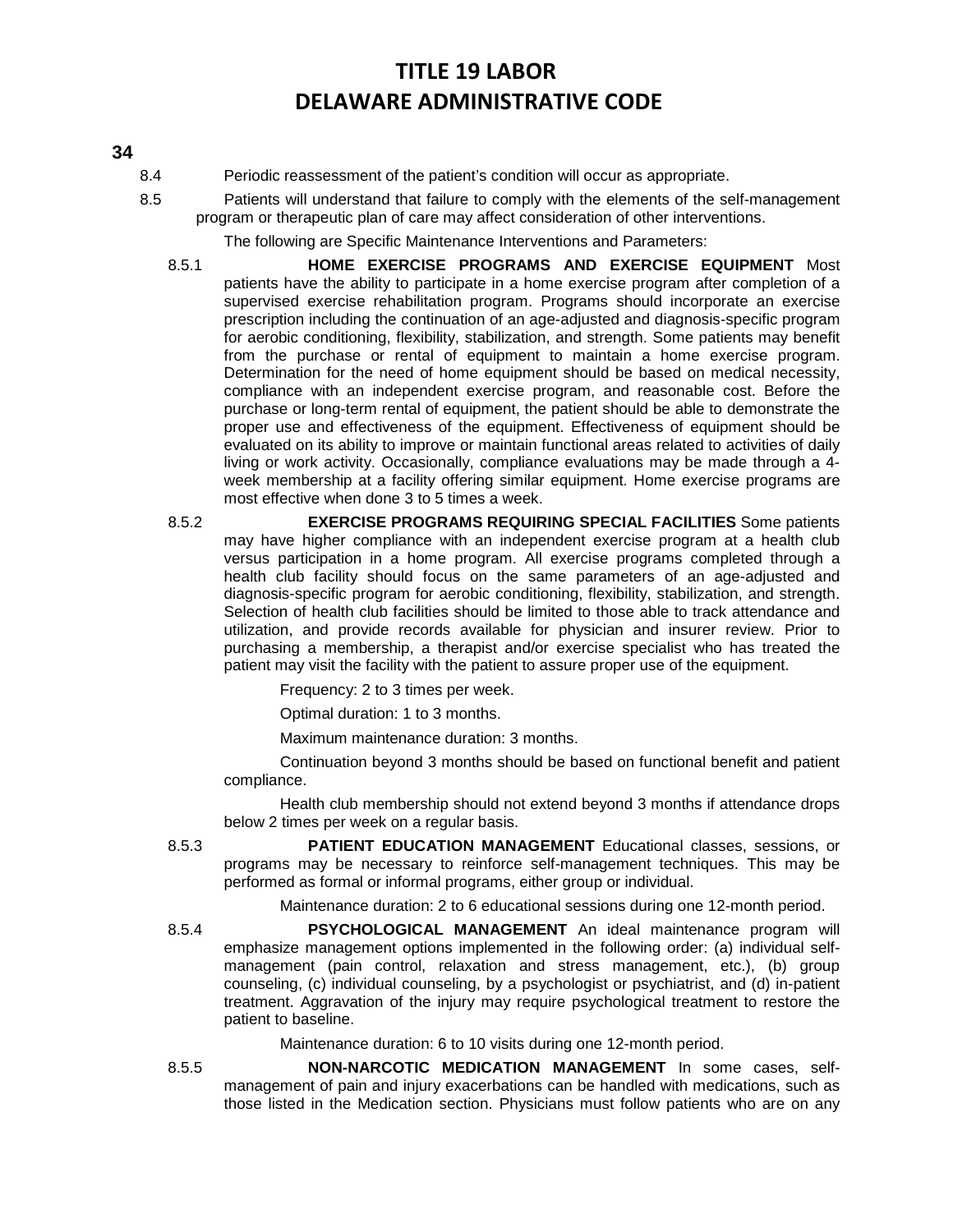8.4 Periodic reassessment of the patient's condition will occur as appropriate.

8.5 Patients will understand that failure to comply with the elements of the self-management program or therapeutic plan of care may affect consideration of other interventions.

The following are Specific Maintenance Interventions and Parameters:

8.5.1 **HOME EXERCISE PROGRAMS AND EXERCISE EQUIPMENT** Most patients have the ability to participate in a home exercise program after completion of a supervised exercise rehabilitation program. Programs should incorporate an exercise prescription including the continuation of an age-adjusted and diagnosis-specific program for aerobic conditioning, flexibility, stabilization, and strength. Some patients may benefit from the purchase or rental of equipment to maintain a home exercise program. Determination for the need of home equipment should be based on medical necessity, compliance with an independent exercise program, and reasonable cost. Before the purchase or long-term rental of equipment, the patient should be able to demonstrate the proper use and effectiveness of the equipment. Effectiveness of equipment should be evaluated on its ability to improve or maintain functional areas related to activities of daily living or work activity. Occasionally, compliance evaluations may be made through a 4-week membership at a facility offering similar equipment. Home exercise programs are most effective when done 3 to 5 times a week.

8.5.2 **EXERCISE PROGRAMS REQUIRING SPECIAL FACILITIES** Some patients may have higher compliance with an independent exercise program at a health club versus participation in a home program. All exercise programs completed through a health club facility should focus on the same parameters of an age-adjusted and diagnosis-specific program for aerobic conditioning, flexibility, stabilization, and strength. Selection of health club facilities should be limited to those able to track attendance and utilization, and provide records available for physician and insurer review. Prior to purchasing a membership, a therapist and/or exercise specialist who has treated the patient may visit the facility with the patient to assure proper use of the equipment.

Frequency: 2 to 3 times per week.

Optimal duration: 1 to 3 months.

Maximum maintenance duration: 3 months.

Continuation beyond 3 months should be based on functional benefit and patient compliance.

Health club membership should not extend beyond 3 months if attendance drops below 2 times per week on a regular basis.

8.5.3 **PATIENT EDUCATION MANAGEMENT** Educational classes, sessions, or programs may be necessary to reinforce self-management techniques. This may be performed as formal or informal programs, either group or individual.

Maintenance duration: 2 to 6 educational sessions during one 12-month period.

8.5.4 **PSYCHOLOGICAL MANAGEMENT** An ideal maintenance program will emphasize management options implemented in the following order: (a) individual self-management (pain control, relaxation and stress management, etc.), (b) group counseling, (c) individual counseling, by a psychologist or psychiatrist, and (d) in-patient treatment. Aggravation of the injury may require psychological treatment to restore the patient to baseline.

Maintenance duration: 6 to 10 visits during one 12-month period.

8.5.5 **NON-NARCOTIC MEDICATION MANAGEMENT** In some cases, self-management of pain and injury exacerbations can be handled with medications, such as those listed in the Medication section. Physicians must follow patients who are on any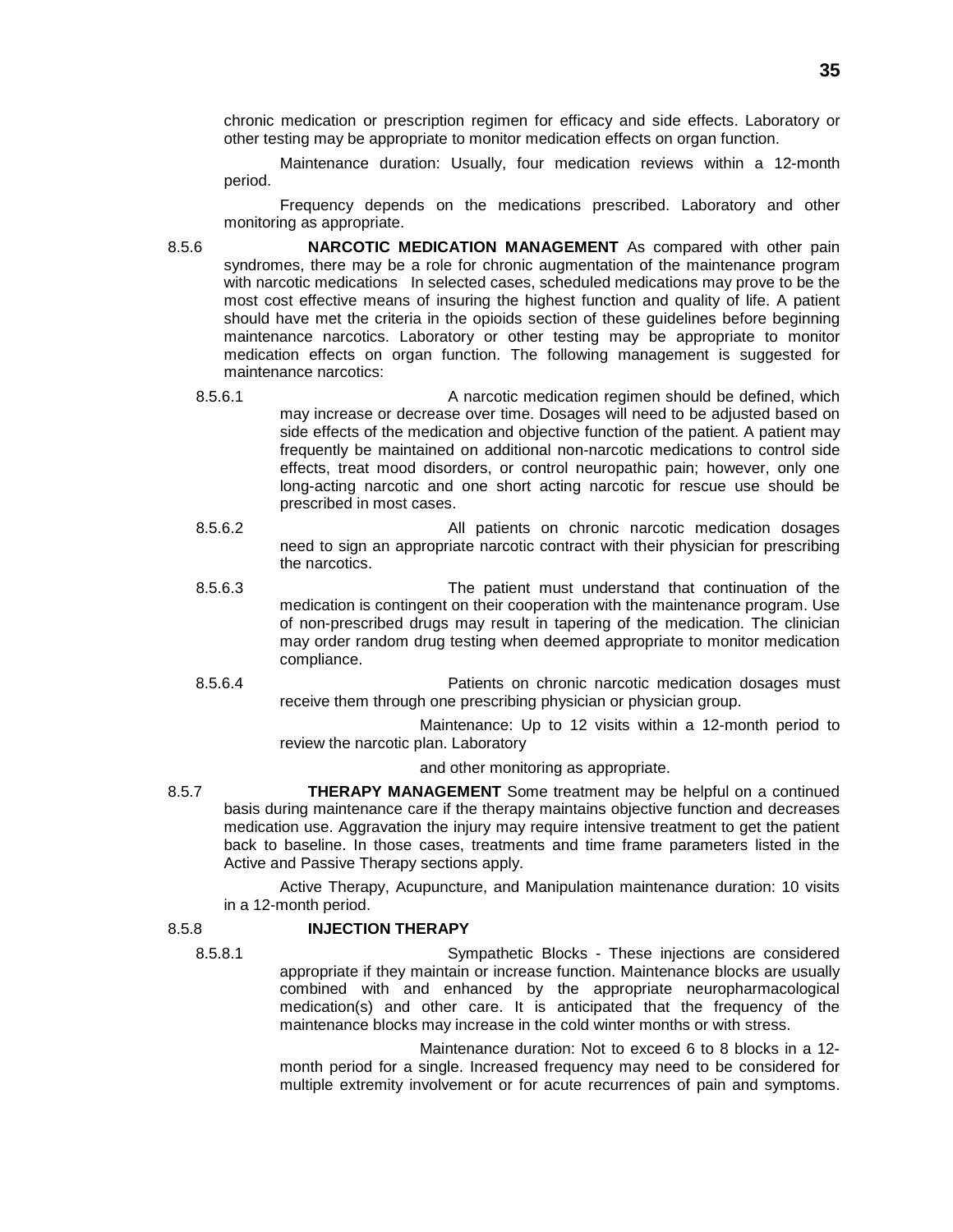chronic medication or prescription regimen for efficacy and side effects. Laboratory or other testing may be appropriate to monitor medication effects on organ function.

Maintenance duration: Usually, four medication reviews within a 12-month period.

Frequency depends on the medications prescribed. Laboratory and other monitoring as appropriate.

8.5.6 **NARCOTIC MEDICATION MANAGEMENT** As compared with other pain syndromes, there may be a role for chronic augmentation of the maintenance program with narcotic medications In selected cases, scheduled medications may prove to be the most cost effective means of insuring the highest function and quality of life. A patient should have met the criteria in the opioids section of these guidelines before beginning maintenance narcotics. Laboratory or other testing may be appropriate to monitor medication effects on organ function. The following management is suggested for maintenance narcotics:

8.5.6.1 A narcotic medication regimen should be defined, which may increase or decrease over time. Dosages will need to be adjusted based on side effects of the medication and objective function of the patient. A patient may frequently be maintained on additional non-narcotic medications to control side effects, treat mood disorders, or control neuropathic pain; however, only one long-acting narcotic and one short acting narcotic for rescue use should be prescribed in most cases.

8.5.6.2 All patients on chronic narcotic medication dosages need to sign an appropriate narcotic contract with their physician for prescribing the narcotics.

8.5.6.3 The patient must understand that continuation of the medication is contingent on their cooperation with the maintenance program. Use of non-prescribed drugs may result in tapering of the medication. The clinician may order random drug testing when deemed appropriate to monitor medication compliance.

8.5.6.4 Patients on chronic narcotic medication dosages must receive them through one prescribing physician or physician group.

Maintenance: Up to 12 visits within a 12-month period to review the narcotic plan. Laboratory

and other monitoring as appropriate.

8.5.7 **THERAPY MANAGEMENT** Some treatment may be helpful on a continued basis during maintenance care if the therapy maintains objective function and decreases medication use. Aggravation the injury may require intensive treatment to get the patient back to baseline. In those cases, treatments and time frame parameters listed in the Active and Passive Therapy sections apply.

Active Therapy, Acupuncture, and Manipulation maintenance duration: 10 visits in a 12-month period.

8.5.8 **INJECTION THERAPY**

8.5.8.1 Sympathetic Blocks - These injections are considered appropriate if they maintain or increase function. Maintenance blocks are usually combined with and enhanced by the appropriate neuropharmacological medication(s) and other care. It is anticipated that the frequency of the maintenance blocks may increase in the cold winter months or with stress.

Maintenance duration: Not to exceed 6 to 8 blocks in a 12-month period for a single. Increased frequency may need to be considered for multiple extremity involvement or for acute recurrences of pain and symptoms.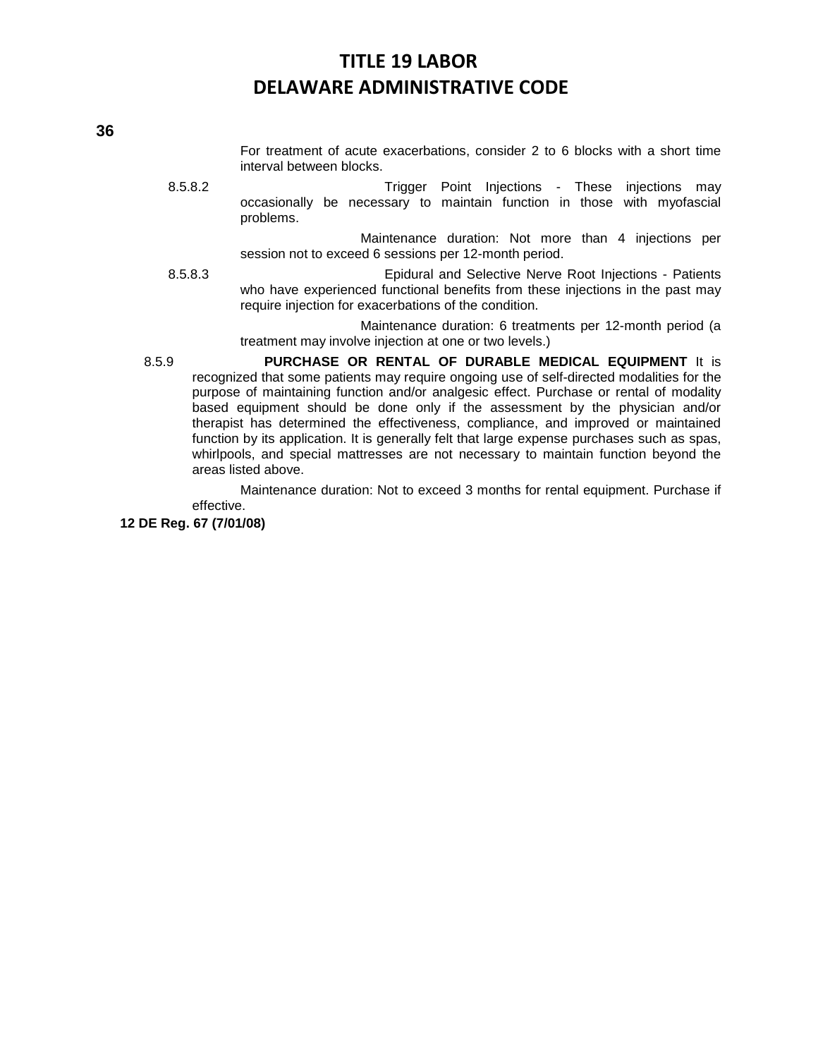For treatment of acute exacerbations, consider 2 to 6 blocks with a short time interval between blocks.

8.5.8.2 Trigger Point Injections - These injections may occasionally be necessary to maintain function in those with myofascial problems.

Maintenance duration: Not more than 4 injections per session not to exceed 6 sessions per 12-month period.

8.5.8.3 Epidural and Selective Nerve Root Injections - Patients who have experienced functional benefits from these injections in the past may require injection for exacerbations of the condition.

Maintenance duration: 6 treatments per 12-month period (a treatment may involve injection at one or two levels.)

8.5.9 **PURCHASE OR RENTAL OF DURABLE MEDICAL EQUIPMENT** It is recognized that some patients may require ongoing use of self-directed modalities for the purpose of maintaining function and/or analgesic effect. Purchase or rental of modality based equipment should be done only if the assessment by the physician and/or therapist has determined the effectiveness, compliance, and improved or maintained function by its application. It is generally felt that large expense purchases such as spas, whirlpools, and special mattresses are not necessary to maintain function beyond the areas listed above.

Maintenance duration: Not to exceed 3 months for rental equipment. Purchase if effective.

**12 DE Reg. 67 (7/01/08)**